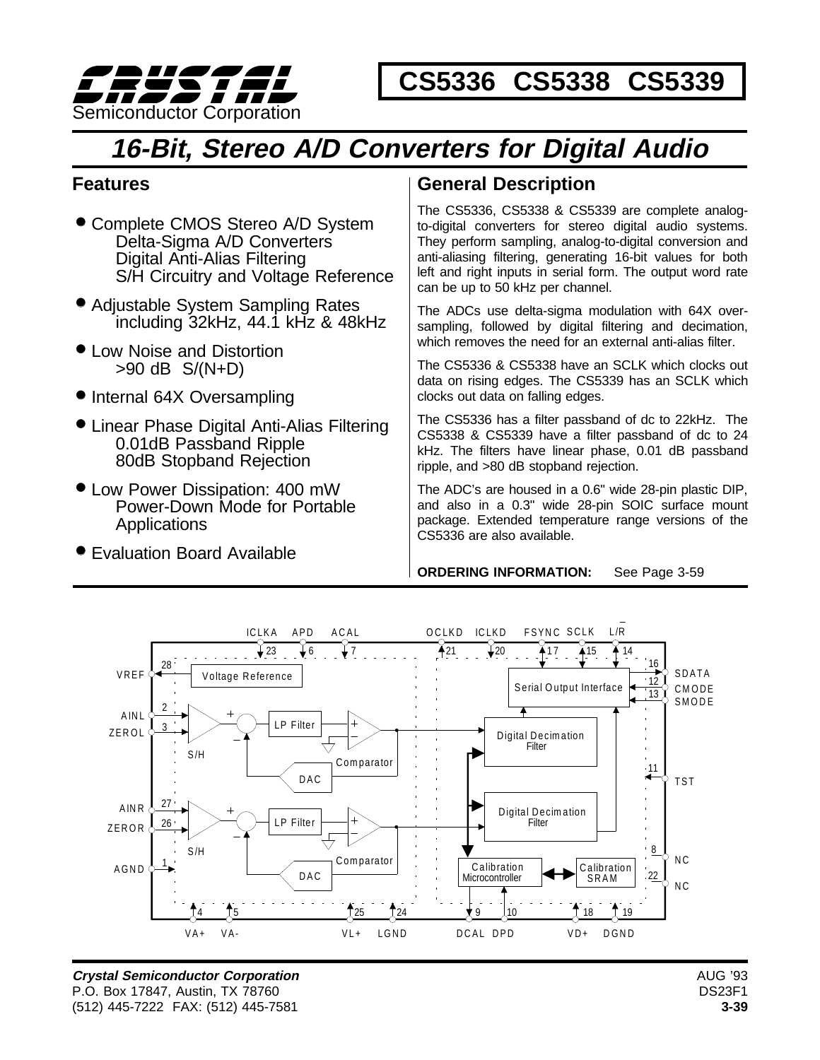# CS5336 CS5338 CS5339

Crystal Semiconductor Corporation

## 16-Bit, Stereo A/D Converters for Digital Audio

### Features

- Complete CMOS Stereo A/D System
  - Delta-Sigma A/D Converters
  - Digital Anti-Alias Filtering
  - S/H Circuitry and Voltage Reference
- Adjustable System Sampling Rates including 32kHz, 44.1 kHz & 48kHz
- Low Noise and Distortion >90 dB S/(N+D)
- Internal 64X Oversampling
- Linear Phase Digital Anti-Alias Filtering
  - 0.01dB Passband Ripple
  - 80dB Stopband Rejection
- Low Power Dissipation: 400 mW
  - Power-Down Mode for Portable Applications
- Evaluation Board Available

### General Description

The CS5336, CS5338 & CS5339 are complete analog-to-digital converters for stereo digital audio systems. They perform sampling, analog-to-digital conversion and anti-aliasing filtering, generating 16-bit values for both left and right inputs in serial form. The output word rate can be up to 50 kHz per channel.

The ADCs use delta-sigma modulation with 64X over-sampling, followed by digital filtering and decimation, which removes the need for an external anti-alias filter.

The CS5336 & CS5338 have an SCLK which clocks out data on rising edges. The CS5339 has an SCLK which clocks out data on falling edges.

The CS5336 has a filter passband of dc to 22kHz. The CS5338 & CS5339 have a filter passband of dc to 24 kHz. The filters have linear phase, 0.01 dB passband ripple, and >80 dB stopband rejection.

The ADC's are housed in a 0.6" wide 28-pin plastic DIP, and also in a 0.3" wide 28-pin SOIC surface mount package. Extended temperature range versions of the CS5336 are also available.

**ORDERING INFORMATION:** See Page 3-59

ICLKA 23, APD 6, ACAL 7, OCLKD 21, ICLKD 20, FSYNC 17, SCLK 15, L/R̄ 14, VREF 28, Voltage Reference, AINL 2, ZEROL 3, S/H, LP Filter, Comparator, DAC, AINR 27, ZEROR 26, AGND 1, Serial Output Interface, SDATA 16, CMODE 12, SMODE 13, Digital Decimation Filter, TST 11, NC 8, NC 22, Calibration Microcontroller, Calibration SRAM, VA+ 4, VA- 5, VL+ 25, LGND 24, DCAL 9, DPD 10, VD+ 18, DGND 19

**Crystal Semiconductor Corporation**
P.O. Box 17847, Austin, TX 78760
(512) 445-7222 FAX: (512) 445-7581

AUG '93
DS23F1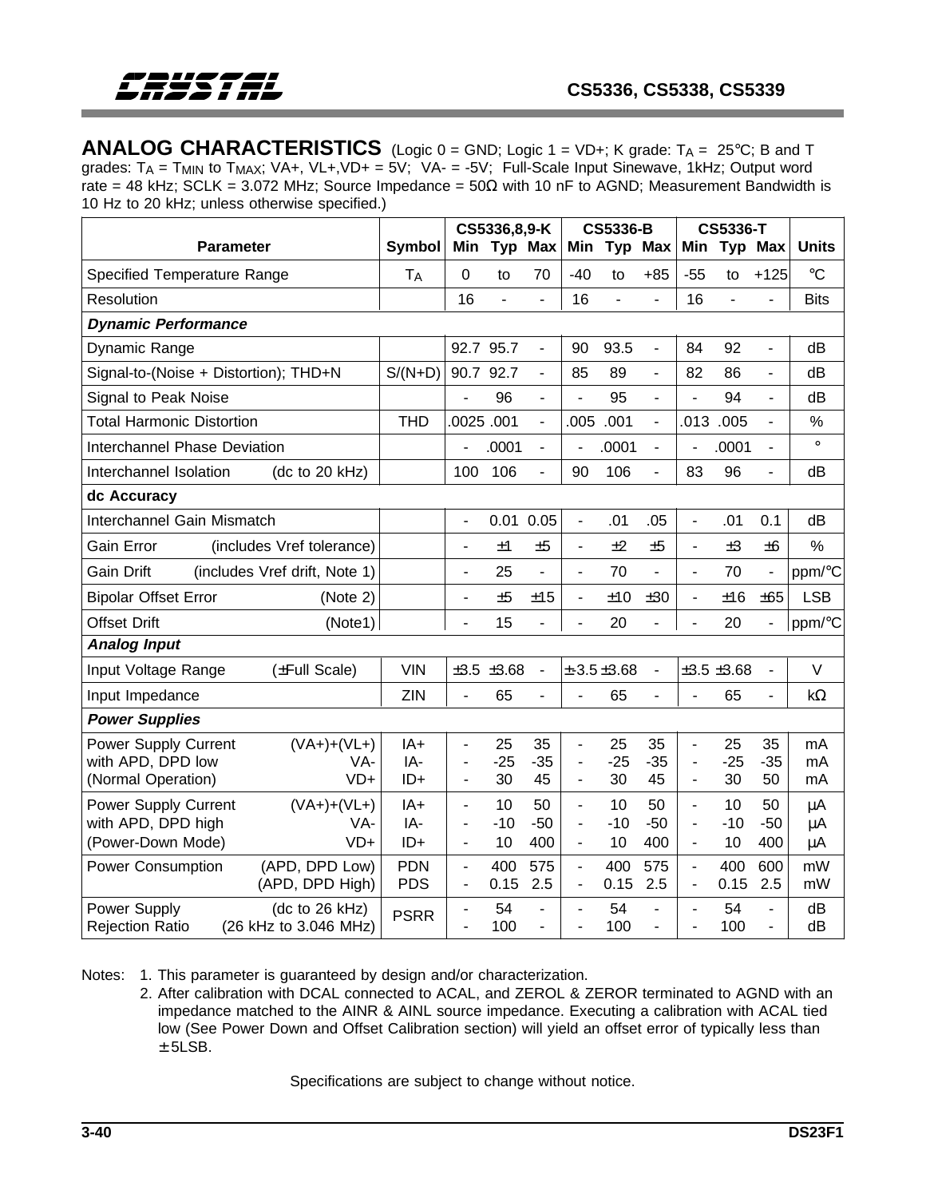## ANALOG CHARACTERISTICS

(Logic 0 = GND; Logic 1 = VD+; K grade: $T_A$ = 25°C; B and T grades: $T_A$ = $T_{MIN}$ to $T_{MAX}$; VA+, VL+,VD+ = 5V; VA- = -5V; Full-Scale Input Sinewave, 1kHz; Output word rate = 48 kHz; SCLK = 3.072 MHz; Source Impedance = 50Ω with 10 nF to AGND; Measurement Bandwidth is 10 Hz to 20 kHz; unless otherwise specified.)

| Parameter | | Symbol | CS5336,8,9-K Min | CS5336,8,9-K Typ | CS5336,8,9-K Max | CS5336-B Min | CS5336-B Typ | CS5336-B Max | CS5336-T Min | CS5336-T Typ | CS5336-T Max | Units |
|---|---|---|---|---|---|---|---|---|---|---|---|---|
| Specified Temperature Range | | $T_A$ | 0 | to | 70 | -40 | to | +85 | -55 | to | +125 | °C |
| Resolution | | | 16 | - | - | 16 | - | - | 16 | - | - | Bits |
| ***Dynamic Performance*** | | | | | | | | | | | | |
| Dynamic Range | | | 92.7 | 95.7 | - | 90 | 93.5 | - | 84 | 92 | - | dB |
| Signal-to-(Noise + Distortion); THD+N | | S/(N+D) | 90.7 | 92.7 | - | 85 | 89 | - | 82 | 86 | - | dB |
| Signal to Peak Noise | | | - | 96 | - | - | 95 | - | - | 94 | - | dB |
| Total Harmonic Distortion | | THD | .0025 | .001 | - | .005 | .001 | - | .013 | .005 | - | % |
| Interchannel Phase Deviation | | | - | .0001 | - | - | .0001 | - | - | .0001 | - | ° |
| Interchannel Isolation | (dc to 20 kHz) | | 100 | 106 | - | 90 | 106 | - | 83 | 96 | - | dB |
| **dc Accuracy** | | | | | | | | | | | | |
| Interchannel Gain Mismatch | | | - | 0.01 | 0.05 | - | .01 | .05 | - | .01 | 0.1 | dB |
| Gain Error | (includes Vref tolerance) | | - | ±1 | ±5 | - | ±2 | ±5 | - | ±3 | ±6 | % |
| Gain Drift | (includes Vref drift, Note 1) | | - | 25 | - | - | 70 | - | - | 70 | - | ppm/°C |
| Bipolar Offset Error | (Note 2) | | - | ±5 | ±15 | - | ±10 | ±30 | - | ±16 | ±65 | LSB |
| Offset Drift | (Note1) | | - | 15 | - | - | 20 | - | - | 20 | - | ppm/°C |
| ***Analog Input*** | | | | | | | | | | | | |
| Input Voltage Range | (±Full Scale) | VIN | ±3.5 | ±3.68 | - | ±3.5 | ±3.68 | - | ±3.5 | ±3.68 | - | V |
| Input Impedance | | ZIN | - | 65 | - | - | 65 | - | - | 65 | - | kΩ |
| ***Power Supplies*** | | | | | | | | | | | | |
| Power Supply Current with APD, DPD low (Normal Operation) | (VA+)+(VL+) | IA+ | - | 25 | 35 | - | 25 | 35 | - | 25 | 35 | mA |
| | VA- | IA- | - | -25 | -35 | - | -25 | -35 | - | -25 | -35 | mA |
| | VD+ | ID+ | - | 30 | 45 | - | 30 | 45 | - | 30 | 50 | mA |
| Power Supply Current with APD, DPD high (Power-Down Mode) | (VA+)+(VL+) | IA+ | - | 10 | 50 | - | 10 | 50 | - | 10 | 50 | µA |
| | VA- | IA- | - | -10 | -50 | - | -10 | -50 | - | -10 | -50 | µA |
| | VD+ | ID+ | - | 10 | 400 | - | 10 | 400 | - | 10 | 400 | µA |
| Power Consumption | (APD, DPD Low) | PDN | - | 400 | 575 | - | 400 | 575 | - | 400 | 600 | mW |
| | (APD, DPD High) | PDS | - | 0.15 | 2.5 | - | 0.15 | 2.5 | - | 0.15 | 2.5 | mW |
| Power Supply Rejection Ratio | (dc to 26 kHz) | PSRR | - | 54 | - | - | 54 | - | - | 54 | - | dB |
| | (26 kHz to 3.046 MHz) | | - | 100 | - | - | 100 | - | - | 100 | - | dB |

Notes: 1. This parameter is guaranteed by design and/or characterization.

2. After calibration with DCAL connected to ACAL, and ZEROL & ZEROR terminated to AGND with an impedance matched to the AINR & AINL source impedance. Executing a calibration with ACAL tied low (See Power Down and Offset Calibration section) will yield an offset error of typically less than ± 5LSB.

Specifications are subject to change without notice.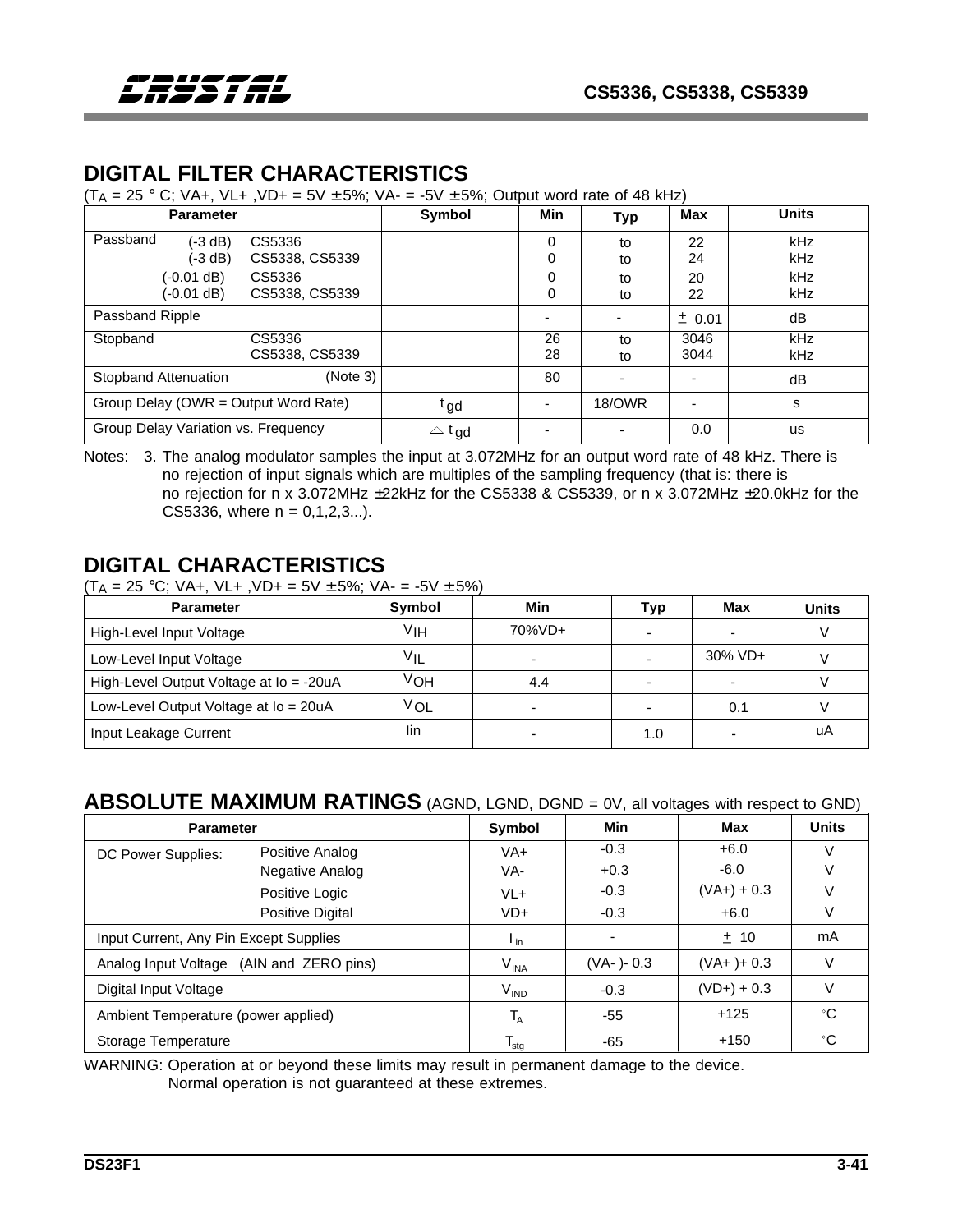## DIGITAL FILTER CHARACTERISTICS

($T_A$ = 25 ° C; VA+, VL+ ,VD+ = 5V ± 5%; VA- = -5V ± 5%; Output word rate of 48 kHz)

| Parameter | | | Symbol | Min | Typ | Max | Units |
|---|---|---|---|---|---|---|---|
| Passband | (-3 dB) | CS5336 | | 0 | to | 22 | kHz |
| | (-3 dB) | CS5338, CS5339 | | 0 | to | 24 | kHz |
| | (-0.01 dB) | CS5336 | | 0 | to | 20 | kHz |
| | (-0.01 dB) | CS5338, CS5339 | | 0 | to | 22 | kHz |
| Passband Ripple | | | | - | - | ± 0.01 | dB |
| Stopband | | CS5336 | | 26 | to | 3046 | kHz |
| | | CS5338, CS5339 | | 28 | to | 3044 | kHz |
| Stopband Attenuation | | (Note 3) | | 80 | - | - | dB |
| Group Delay (OWR = Output Word Rate) | | | $t_{gd}$ | - | 18/OWR | - | s |
| Group Delay Variation vs. Frequency | | | $\Delta t_{gd}$ | - | - | 0.0 | us |

Notes: 3. The analog modulator samples the input at 3.072MHz for an output word rate of 48 kHz. There is no rejection of input signals which are multiples of the sampling frequency (that is: there is no rejection for n x 3.072MHz ±22kHz for the CS5338 & CS5339, or n x 3.072MHz ±20.0kHz for the CS5336, where n = 0,1,2,3...).

## DIGITAL CHARACTERISTICS

($T_A$ = 25 °C; VA+, VL+ ,VD+ = 5V ± 5%; VA- = -5V ± 5%)

| Parameter | Symbol | Min | Typ | Max | Units |
|---|---|---|---|---|---|
| High-Level Input Voltage | $V_{IH}$ | 70%VD+ | - | - | V |
| Low-Level Input Voltage | $V_{IL}$ | - | - | 30% VD+ | V |
| High-Level Output Voltage at Io = -20uA | $V_{OH}$ | 4.4 | - | - | V |
| Low-Level Output Voltage at Io = 20uA | $V_{OL}$ | - | - | 0.1 | V |
| Input Leakage Current | Iin | - | 1.0 | - | uA |

## ABSOLUTE MAXIMUM RATINGS (AGND, LGND, DGND = 0V, all voltages with respect to GND)

| Parameter | | Symbol | Min | Max | Units |
|---|---|---|---|---|---|
| DC Power Supplies: | Positive Analog | VA+ | -0.3 | +6.0 | V |
| | Negative Analog | VA- | +0.3 | -6.0 | V |
| | Positive Logic | VL+ | -0.3 | (VA+) + 0.3 | V |
| | Positive Digital | VD+ | -0.3 | +6.0 | V |
| Input Current, Any Pin Except Supplies | | $I_{in}$ | - | ± 10 | mA |
| Analog Input Voltage (AIN and ZERO pins) | | $V_{INA}$ | (VA- )- 0.3 | (VA+ )+ 0.3 | V |
| Digital Input Voltage | | $V_{IND}$ | -0.3 | (VD+) + 0.3 | V |
| Ambient Temperature (power applied) | | $T_A$ | -55 | +125 | °C |
| Storage Temperature | | $T_{stg}$ | -65 | +150 | °C |

WARNING: Operation at or beyond these limits may result in permanent damage to the device. Normal operation is not guaranteed at these extremes.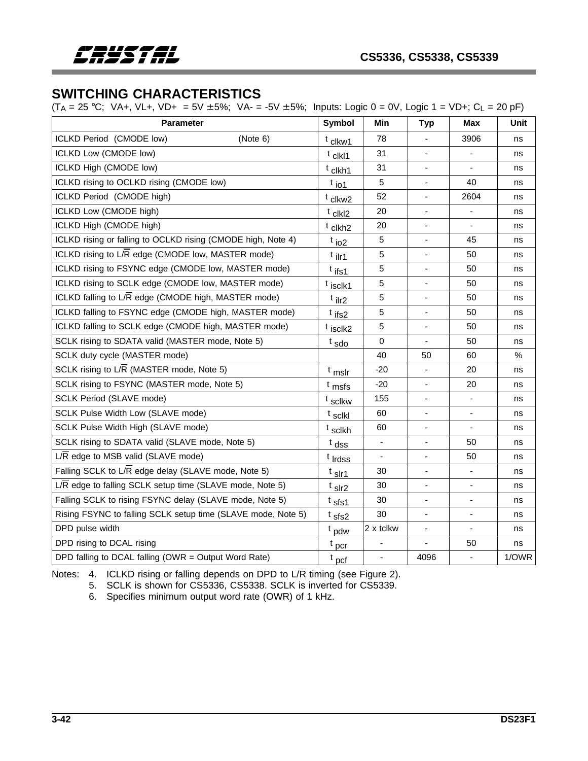## SWITCHING CHARACTERISTICS

($T_A$ = 25 °C; VA+, VL+, VD+ = 5V ±5%; VA- = -5V ±5%; Inputs: Logic 0 = 0V, Logic 1 = VD+; $C_L$ = 20 pF)

| Parameter | Symbol | Min | Typ | Max | Unit |
|---|---|---|---|---|---|
| ICLKD Period (CMODE low) (Note 6) | $t_{clkw1}$ | 78 | - | 3906 | ns |
| ICLKD Low (CMODE low) | $t_{clkl1}$ | 31 | - | - | ns |
| ICLKD High (CMODE low) | $t_{clkh1}$ | 31 | - | - | ns |
| ICLKD rising to OCLKD rising (CMODE low) | $t_{io1}$ | 5 | - | 40 | ns |
| ICLKD Period (CMODE high) | $t_{clkw2}$ | 52 | - | 2604 | ns |
| ICLKD Low (CMODE high) | $t_{clkl2}$ | 20 | - | - | ns |
| ICLKD High (CMODE high) | $t_{clkh2}$ | 20 | - | - | ns |
| ICLKD rising or falling to OCLKD rising (CMODE high, Note 4) | $t_{io2}$ | 5 | - | 45 | ns |
| ICLKD rising to L/$\overline{R}$ edge (CMODE low, MASTER mode) | $t_{ilr1}$ | 5 | - | 50 | ns |
| ICLKD rising to FSYNC edge (CMODE low, MASTER mode) | $t_{ifs1}$ | 5 | - | 50 | ns |
| ICLKD rising to SCLK edge (CMODE low, MASTER mode) | $t_{isclk1}$ | 5 | - | 50 | ns |
| ICLKD falling to L/$\overline{R}$ edge (CMODE high, MASTER mode) | $t_{ilr2}$ | 5 | - | 50 | ns |
| ICLKD falling to FSYNC edge (CMODE high, MASTER mode) | $t_{ifs2}$ | 5 | - | 50 | ns |
| ICLKD falling to SCLK edge (CMODE high, MASTER mode) | $t_{isclk2}$ | 5 | - | 50 | ns |
| SCLK rising to SDATA valid (MASTER mode, Note 5) | $t_{sdo}$ | 0 | - | 50 | ns |
| SCLK duty cycle (MASTER mode) | | 40 | 50 | 60 | % |
| SCLK rising to L/$\overline{R}$ (MASTER mode, Note 5) | $t_{mslr}$ | -20 | - | 20 | ns |
| SCLK rising to FSYNC (MASTER mode, Note 5) | $t_{msfs}$ | -20 | - | 20 | ns |
| SCLK Period (SLAVE mode) | $t_{sclkw}$ | 155 | - | - | ns |
| SCLK Pulse Width Low (SLAVE mode) | $t_{sclkl}$ | 60 | - | - | ns |
| SCLK Pulse Width High (SLAVE mode) | $t_{sclkh}$ | 60 | - | - | ns |
| SCLK rising to SDATA valid (SLAVE mode, Note 5) | $t_{dss}$ | - | - | 50 | ns |
| L/$\overline{R}$ edge to MSB valid (SLAVE mode) | $t_{lrdss}$ | - | - | 50 | ns |
| Falling SCLK to L/$\overline{R}$ edge delay (SLAVE mode, Note 5) | $t_{slr1}$ | 30 | - | - | ns |
| L/$\overline{R}$ edge to falling SCLK setup time (SLAVE mode, Note 5) | $t_{slr2}$ | 30 | - | - | ns |
| Falling SCLK to rising FSYNC delay (SLAVE mode, Note 5) | $t_{sfs1}$ | 30 | - | - | ns |
| Rising FSYNC to falling SCLK setup time (SLAVE mode, Note 5) | $t_{sfs2}$ | 30 | - | - | ns |
| DPD pulse width | $t_{pdw}$ | 2 x tclkw | - | - | ns |
| DPD rising to DCAL rising | $t_{pcr}$ | - | - | 50 | ns |
| DPD falling to DCAL falling (OWR = Output Word Rate) | $t_{pcf}$ | - | 4096 | - | 1/OWR |

Notes: 4. ICLKD rising or falling depends on DPD to L/$\overline{R}$ timing (see Figure 2).

5. SCLK is shown for CS5336, CS5338. SCLK is inverted for CS5339.

6. Specifies minimum output word rate (OWR) of 1 kHz.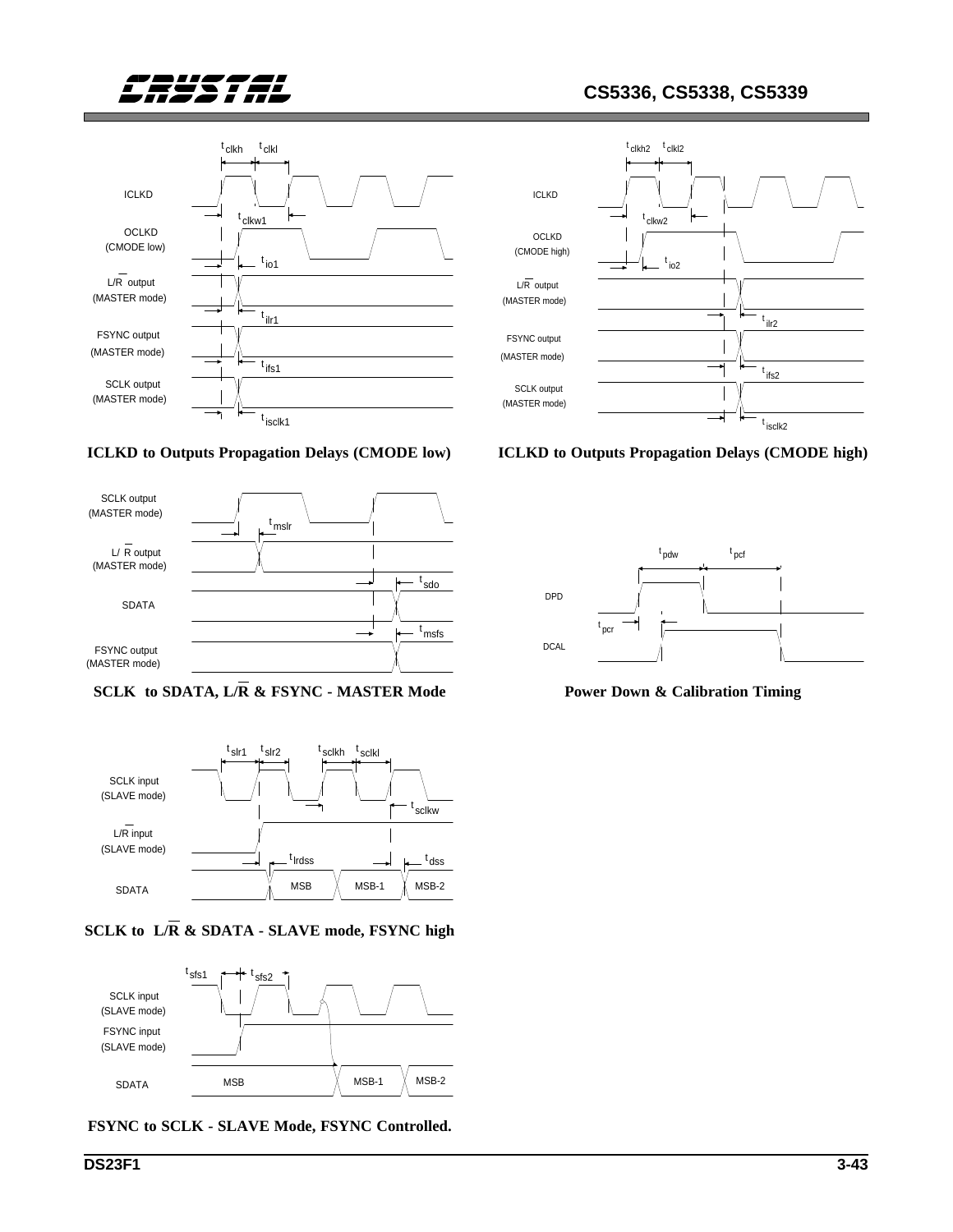**ICLKD to Outputs Propagation Delays (CMODE low)**

**ICLKD to Outputs Propagation Delays (CMODE high)**

**SCLK to SDATA, L/R̄ & FSYNC - MASTER Mode**

**Power Down & Calibration Timing**

**SCLK to L/R̄ & SDATA - SLAVE mode, FSYNC high**

**FSYNC to SCLK - SLAVE Mode, FSYNC Controlled.**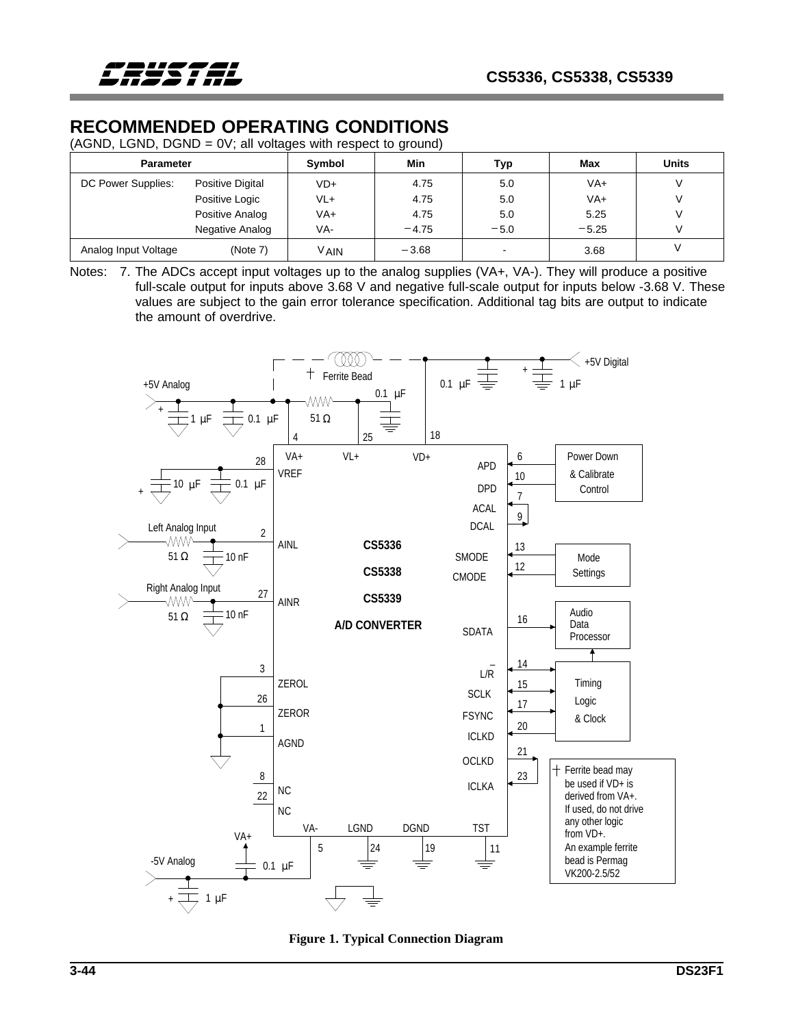## RECOMMENDED OPERATING CONDITIONS

(AGND, LGND, DGND = 0V; all voltages with respect to ground)

| Parameter | | Symbol | Min | Typ | Max | Units |
|---|---|---|---|---|---|---|
| DC Power Supplies: | Positive Digital | VD+ | 4.75 | 5.0 | VA+ | V |
| | Positive Logic | VL+ | 4.75 | 5.0 | VA+ | V |
| | Positive Analog | VA+ | 4.75 | 5.0 | 5.25 | V |
| | Negative Analog | VA- | −4.75 | −5.0 | −5.25 | V |
| Analog Input Voltage | (Note 7) | $V_{AIN}$ | −3.68 | - | 3.68 | V |

Notes: 7. The ADCs accept input voltages up to the analog supplies (VA+, VA-). They will produce a positive full-scale output for inputs above 3.68 V and negative full-scale output for inputs below -3.68 V. These values are subject to the gain error tolerance specification. Additional tag bits are output to indicate the amount of overdrive.

**Figure 1. Typical Connection Diagram**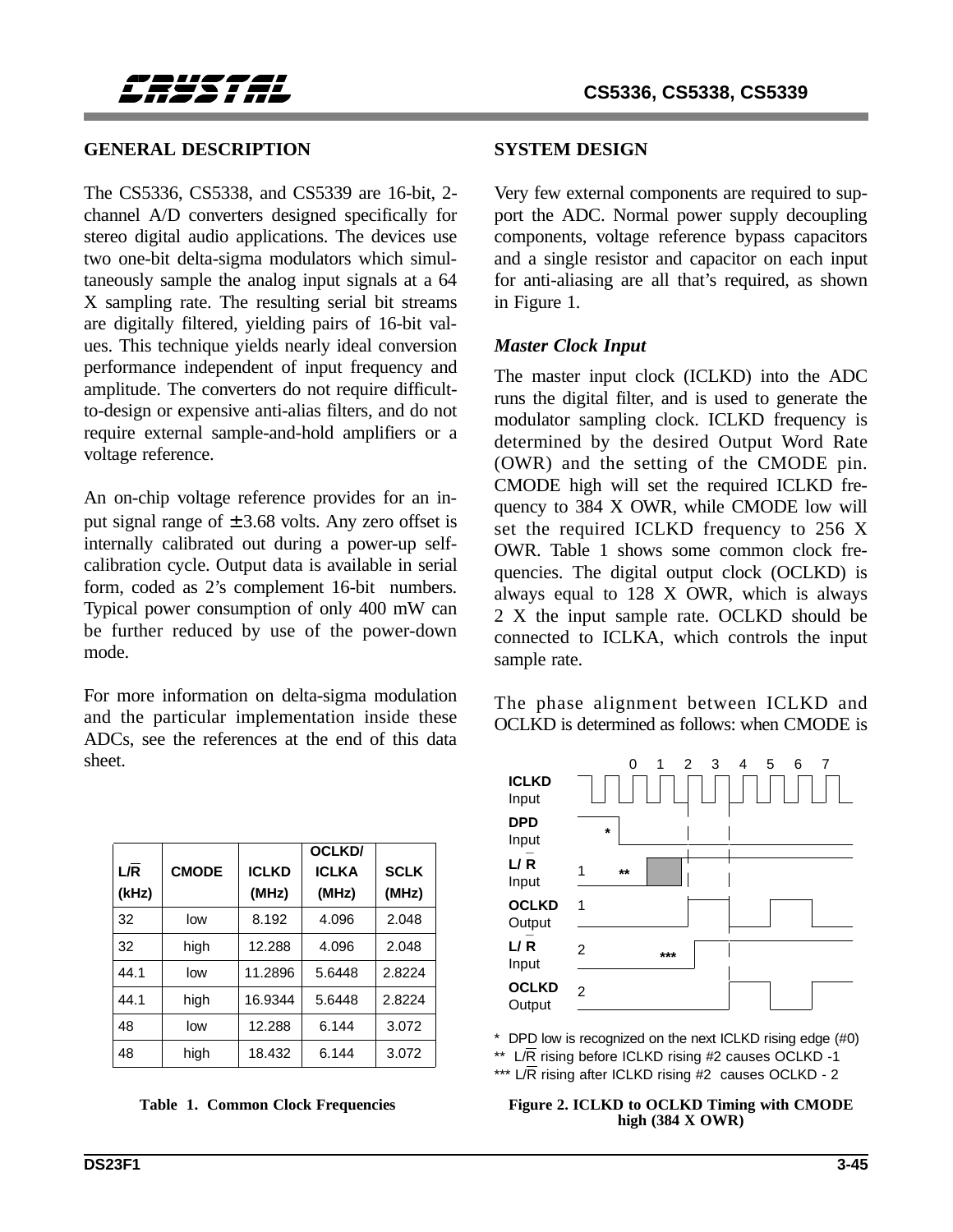## GENERAL DESCRIPTION

The CS5336, CS5338, and CS5339 are 16-bit, 2-channel A/D converters designed specifically for stereo digital audio applications. The devices use two one-bit delta-sigma modulators which simultaneously sample the analog input signals at a 64 X sampling rate. The resulting serial bit streams are digitally filtered, yielding pairs of 16-bit values. This technique yields nearly ideal conversion performance independent of input frequency and amplitude. The converters do not require difficult-to-design or expensive anti-alias filters, and do not require external sample-and-hold amplifiers or a voltage reference.

An on-chip voltage reference provides for an input signal range of ± 3.68 volts. Any zero offset is internally calibrated out during a power-up self-calibration cycle. Output data is available in serial form, coded as 2's complement 16-bit numbers. Typical power consumption of only 400 mW can be further reduced by use of the power-down mode.

For more information on delta-sigma modulation and the particular implementation inside these ADCs, see the references at the end of this data sheet.

| L/R̄ (kHz) | CMODE | ICLKD (MHz) | OCLKD/ ICLKA (MHz) | SCLK (MHz) |
|---|---|---|---|---|
| 32 | low | 8.192 | 4.096 | 2.048 |
| 32 | high | 12.288 | 4.096 | 2.048 |
| 44.1 | low | 11.2896 | 5.6448 | 2.8224 |
| 44.1 | high | 16.9344 | 5.6448 | 2.8224 |
| 48 | low | 12.288 | 6.144 | 3.072 |
| 48 | high | 18.432 | 6.144 | 3.072 |

**Table 1. Common Clock Frequencies**

## SYSTEM DESIGN

Very few external components are required to support the ADC. Normal power supply decoupling components, voltage reference bypass capacitors and a single resistor and capacitor on each input for anti-aliasing are all that's required, as shown in Figure 1.

### *Master Clock Input*

The master input clock (ICLKD) into the ADC runs the digital filter, and is used to generate the modulator sampling clock. ICLKD frequency is determined by the desired Output Word Rate (OWR) and the setting of the CMODE pin. CMODE high will set the required ICLKD frequency to 384 X OWR, while CMODE low will set the required ICLKD frequency to 256 X OWR. Table 1 shows some common clock frequencies. The digital output clock (OCLKD) is always equal to 128 X OWR, which is always 2 X the input sample rate. OCLKD should be connected to ICLKA, which controls the input sample rate.

The phase alignment between ICLKD and OCLKD is determined as follows: when CMODE is

\* DPD low is recognized on the next ICLKD rising edge (#0)

** L/R̄ rising before ICLKD rising #2 causes OCLKD -1

*** L/R̄ rising after ICLKD rising #2 causes OCLKD - 2

**Figure 2. ICLKD to OCLKD Timing with CMODE high (384 X OWR)**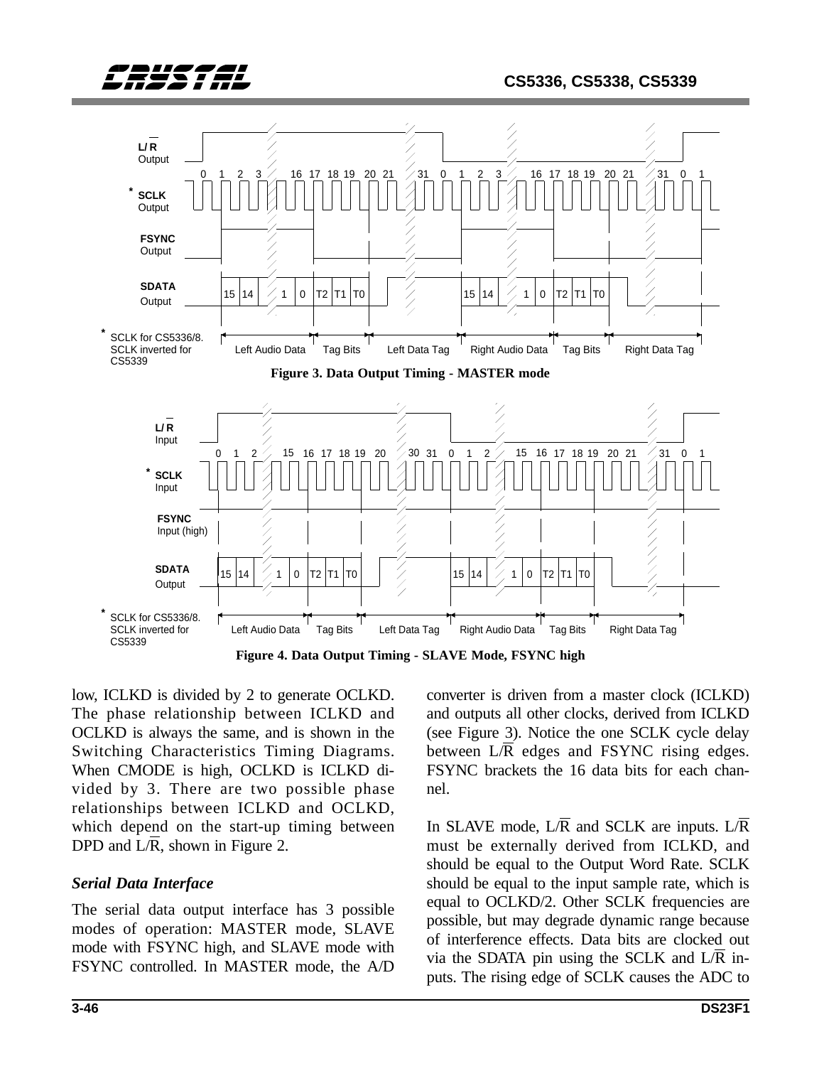Figure 3. Data Output Timing - MASTER mode

Figure 4. Data Output Timing - SLAVE Mode, FSYNC high

low, ICLKD is divided by 2 to generate OCLKD. The phase relationship between ICLKD and OCLKD is always the same, and is shown in the Switching Characteristics Timing Diagrams. When CMODE is high, OCLKD is ICLKD divided by 3. There are two possible phase relationships between ICLKD and OCLKD, which depend on the start-up timing between DPD and L/$\overline{R}$, shown in Figure 2.

### Serial Data Interface

The serial data output interface has 3 possible modes of operation: MASTER mode, SLAVE mode with FSYNC high, and SLAVE mode with FSYNC controlled. In MASTER mode, the A/D converter is driven from a master clock (ICLKD) and outputs all other clocks, derived from ICLKD (see Figure 3). Notice the one SCLK cycle delay between L/$\overline{R}$ edges and FSYNC rising edges. FSYNC brackets the 16 data bits for each channel.

In SLAVE mode, L/$\overline{R}$ and SCLK are inputs. L/$\overline{R}$ must be externally derived from ICLKD, and should be equal to the Output Word Rate. SCLK should be equal to the input sample rate, which is equal to OCLKD/2. Other SCLK frequencies are possible, but may degrade dynamic range because of interference effects. Data bits are clocked out via the SDATA pin using the SCLK and L/$\overline{R}$ inputs. The rising edge of SCLK causes the ADC to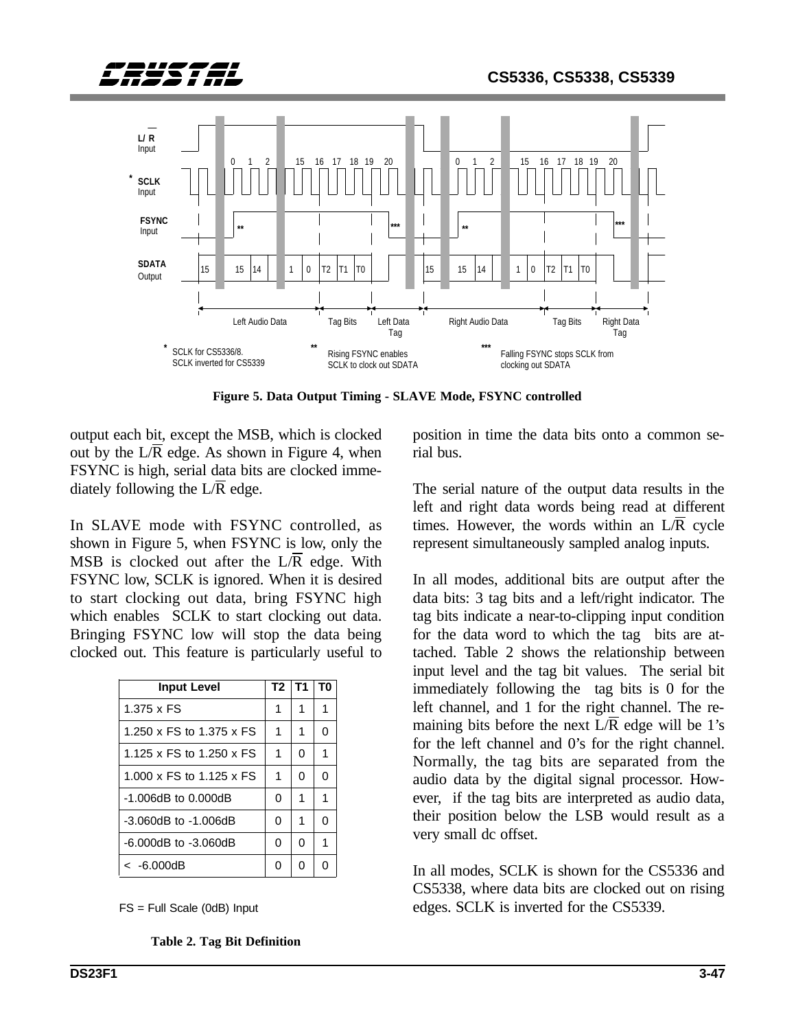**Figure 5. Data Output Timing - SLAVE Mode, FSYNC controlled**

output each bit, except the MSB, which is clocked out by the L/$\overline{R}$ edge. As shown in Figure 4, when FSYNC is high, serial data bits are clocked immediately following the L/$\overline{R}$ edge.

In SLAVE mode with FSYNC controlled, as shown in Figure 5, when FSYNC is low, only the MSB is clocked out after the L/$\overline{R}$ edge. With FSYNC low, SCLK is ignored. When it is desired to start clocking out data, bring FSYNC high which enables SCLK to start clocking out data. Bringing FSYNC low will stop the data being clocked out. This feature is particularly useful to position in time the data bits onto a common serial bus.

The serial nature of the output data results in the left and right data words being read at different times. However, the words within an L/$\overline{R}$ cycle represent simultaneously sampled analog inputs.

In all modes, additional bits are output after the data bits: 3 tag bits and a left/right indicator. The tag bits indicate a near-to-clipping input condition for the data word to which the tag bits are attached. Table 2 shows the relationship between input level and the tag bit values. The serial bit immediately following the tag bits is 0 for the left channel, and 1 for the right channel. The remaining bits before the next L/$\overline{R}$ edge will be 1's for the left channel and 0's for the right channel. Normally, the tag bits are separated from the audio data by the digital signal processor. However, if the tag bits are interpreted as audio data, their position below the LSB would result as a very small dc offset.

In all modes, SCLK is shown for the CS5336 and CS5338, where data bits are clocked out on rising edges. SCLK is inverted for the CS5339.

| Input Level | T2 | T1 | T0 |
|---|---|---|---|
| 1.375 x FS | 1 | 1 | 1 |
| 1.250 x FS to 1.375 x FS | 1 | 1 | 0 |
| 1.125 x FS to 1.250 x FS | 1 | 0 | 1 |
| 1.000 x FS to 1.125 x FS | 1 | 0 | 0 |
| -1.006dB to 0.000dB | 0 | 1 | 1 |
| -3.060dB to -1.006dB | 0 | 1 | 0 |
| -6.000dB to -3.060dB | 0 | 0 | 1 |
| < -6.000dB | 0 | 0 | 0 |

FS = Full Scale (0dB) Input

**Table 2. Tag Bit Definition**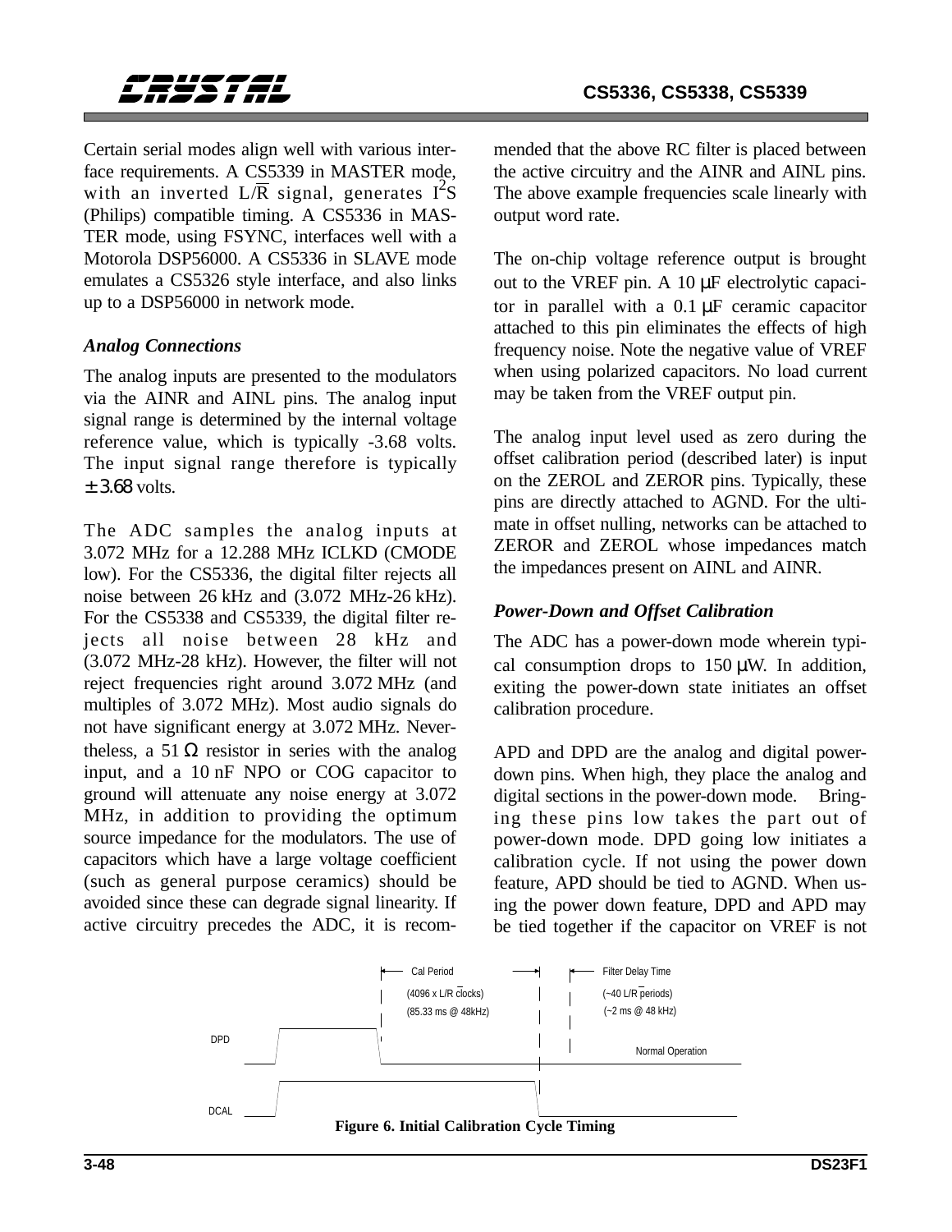Certain serial modes align well with various interface requirements. A CS5339 in MASTER mode, with an inverted L/$\overline{R}$ signal, generates $I^2S$ (Philips) compatible timing. A CS5336 in MASTER mode, using FSYNC, interfaces well with a Motorola DSP56000. A CS5336 in SLAVE mode emulates a CS5326 style interface, and also links up to a DSP56000 in network mode.

### *Analog Connections*

The analog inputs are presented to the modulators via the AINR and AINL pins. The analog input signal range is determined by the internal voltage reference value, which is typically -3.68 volts. The input signal range therefore is typically ± 3.68 volts.

The ADC samples the analog inputs at 3.072 MHz for a 12.288 MHz ICLKD (CMODE low). For the CS5336, the digital filter rejects all noise between 26 kHz and (3.072 MHz-26 kHz). For the CS5338 and CS5339, the digital filter rejects all noise between 28 kHz and (3.072 MHz-28 kHz). However, the filter will not reject frequencies right around 3.072 MHz (and multiples of 3.072 MHz). Most audio signals do not have significant energy at 3.072 MHz. Nevertheless, a 51 Ω resistor in series with the analog input, and a 10 nF NPO or COG capacitor to ground will attenuate any noise energy at 3.072 MHz, in addition to providing the optimum source impedance for the modulators. The use of capacitors which have a large voltage coefficient (such as general purpose ceramics) should be avoided since these can degrade signal linearity. If active circuitry precedes the ADC, it is recommended that the above RC filter is placed between the active circuitry and the AINR and AINL pins. The above example frequencies scale linearly with output word rate.

The on-chip voltage reference output is brought out to the VREF pin. A 10 µF electrolytic capacitor in parallel with a 0.1 µF ceramic capacitor attached to this pin eliminates the effects of high frequency noise. Note the negative value of VREF when using polarized capacitors. No load current may be taken from the VREF output pin.

The analog input level used as zero during the offset calibration period (described later) is input on the ZEROL and ZEROR pins. Typically, these pins are directly attached to AGND. For the ultimate in offset nulling, networks can be attached to ZEROR and ZEROL whose impedances match the impedances present on AINL and AINR.

### *Power-Down and Offset Calibration*

The ADC has a power-down mode wherein typical consumption drops to 150 µW. In addition, exiting the power-down state initiates an offset calibration procedure.

APD and DPD are the analog and digital power-down pins. When high, they place the analog and digital sections in the power-down mode. Bringing these pins low takes the part out of power-down mode. DPD going low initiates a calibration cycle. If not using the power down feature, APD should be tied to AGND. When using the power down feature, DPD and APD may be tied together if the capacitor on VREF is not

DPD | DCAL | Cal Period (4096 x L/$\overline{R}$ clocks) (85.33 ms @ 48kHz) | Filter Delay Time (~40 L/$\overline{R}$ periods) (~2 ms @ 48 kHz) | Normal Operation

**Figure 6. Initial Calibration Cycle Timing**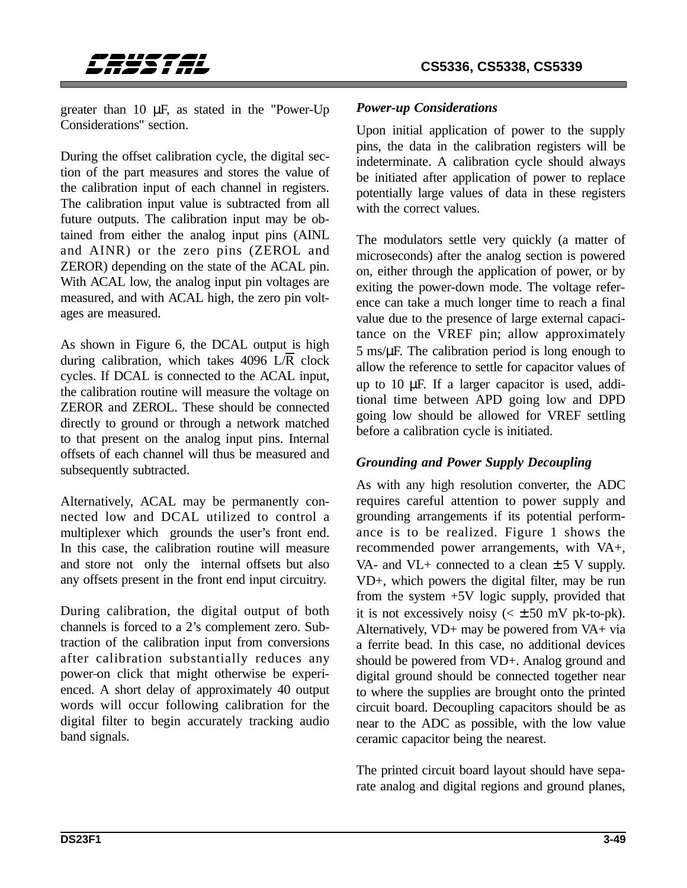greater than 10 µF, as stated in the "Power-Up Considerations" section.

During the offset calibration cycle, the digital section of the part measures and stores the value of the calibration input of each channel in registers. The calibration input value is subtracted from all future outputs. The calibration input may be obtained from either the analog input pins (AINL and AINR) or the zero pins (ZEROL and ZEROR) depending on the state of the ACAL pin. With ACAL low, the analog input pin voltages are measured, and with ACAL high, the zero pin voltages are measured.

As shown in Figure 6, the DCAL output is high during calibration, which takes 4096 $L/\overline{R}$ clock cycles. If DCAL is connected to the ACAL input, the calibration routine will measure the voltage on ZEROR and ZEROL. These should be connected directly to ground or through a network matched to that present on the analog input pins. Internal offsets of each channel will thus be measured and subsequently subtracted.

Alternatively, ACAL may be permanently connected low and DCAL utilized to control a multiplexer which grounds the user's front end. In this case, the calibration routine will measure and store not only the internal offsets but also any offsets present in the front end input circuitry.

During calibration, the digital output of both channels is forced to a 2's complement zero. Subtraction of the calibration input from conversions after calibration substantially reduces any power-on click that might otherwise be experienced. A short delay of approximately 40 output words will occur following calibration for the digital filter to begin accurately tracking audio band signals.

### *Power-up Considerations*

Upon initial application of power to the supply pins, the data in the calibration registers will be indeterminate. A calibration cycle should always be initiated after application of power to replace potentially large values of data in these registers with the correct values.

The modulators settle very quickly (a matter of microseconds) after the analog section is powered on, either through the application of power, or by exiting the power-down mode. The voltage reference can take a much longer time to reach a final value due to the presence of large external capacitance on the VREF pin; allow approximately 5 ms/µF. The calibration period is long enough to allow the reference to settle for capacitor values of up to 10 µF. If a larger capacitor is used, additional time between APD going low and DPD going low should be allowed for VREF settling before a calibration cycle is initiated.

### *Grounding and Power Supply Decoupling*

As with any high resolution converter, the ADC requires careful attention to power supply and grounding arrangements if its potential performance is to be realized. Figure 1 shows the recommended power arrangements, with VA+, VA- and VL+ connected to a clean ± 5 V supply. VD+, which powers the digital filter, may be run from the system +5V logic supply, provided that it is not excessively noisy (< ± 50 mV pk-to-pk). Alternatively, VD+ may be powered from VA+ via a ferrite bead. In this case, no additional devices should be powered from VD+. Analog ground and digital ground should be connected together near to where the supplies are brought onto the printed circuit board. Decoupling capacitors should be as near to the ADC as possible, with the low value ceramic capacitor being the nearest.

The printed circuit board layout should have separate analog and digital regions and ground planes,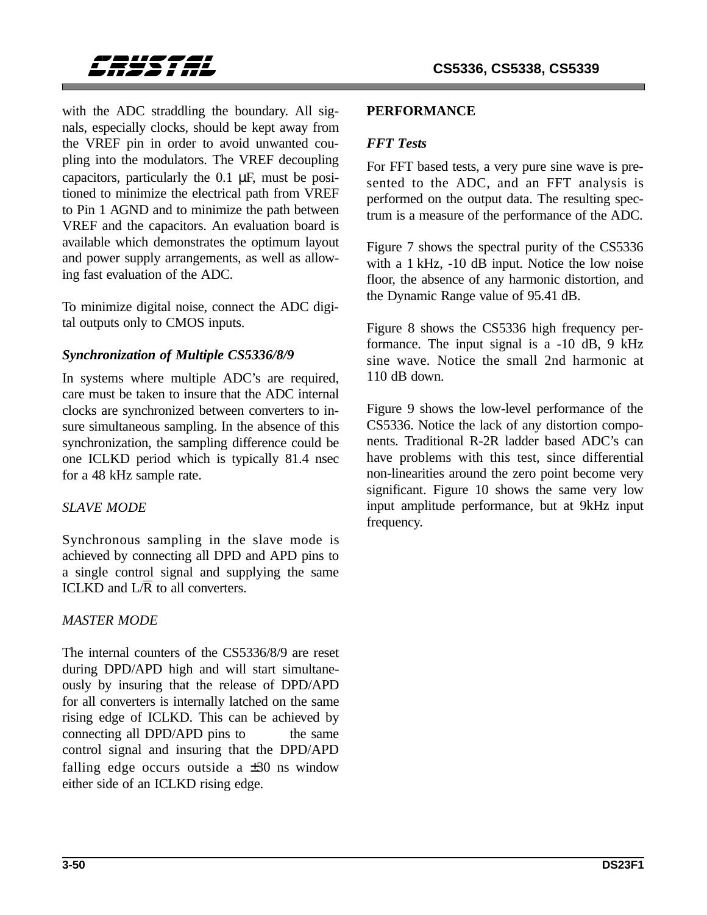with the ADC straddling the boundary. All signals, especially clocks, should be kept away from the VREF pin in order to avoid unwanted coupling into the modulators. The VREF decoupling capacitors, particularly the 0.1 µF, must be positioned to minimize the electrical path from VREF to Pin 1 AGND and to minimize the path between VREF and the capacitors. An evaluation board is available which demonstrates the optimum layout and power supply arrangements, as well as allowing fast evaluation of the ADC.

To minimize digital noise, connect the ADC digital outputs only to CMOS inputs.

### *Synchronization of Multiple CS5336/8/9*

In systems where multiple ADC's are required, care must be taken to insure that the ADC internal clocks are synchronized between converters to insure simultaneous sampling. In the absence of this synchronization, the sampling difference could be one ICLKD period which is typically 81.4 nsec for a 48 kHz sample rate.

#### *SLAVE MODE*

Synchronous sampling in the slave mode is achieved by connecting all DPD and APD pins to a single control signal and supplying the same ICLKD and $L/\overline{R}$ to all converters.

#### *MASTER MODE*

The internal counters of the CS5336/8/9 are reset during DPD/APD high and will start simultaneously by insuring that the release of DPD/APD for all converters is internally latched on the same rising edge of ICLKD. This can be achieved by connecting all DPD/APD pins to the same control signal and insuring that the DPD/APD falling edge occurs outside a ±30 ns window either side of an ICLKD rising edge.

## PERFORMANCE

### *FFT Tests*

For FFT based tests, a very pure sine wave is presented to the ADC, and an FFT analysis is performed on the output data. The resulting spectrum is a measure of the performance of the ADC.

Figure 7 shows the spectral purity of the CS5336 with a 1 kHz, -10 dB input. Notice the low noise floor, the absence of any harmonic distortion, and the Dynamic Range value of 95.41 dB.

Figure 8 shows the CS5336 high frequency performance. The input signal is a -10 dB, 9 kHz sine wave. Notice the small 2nd harmonic at 110 dB down.

Figure 9 shows the low-level performance of the CS5336. Notice the lack of any distortion components. Traditional R-2R ladder based ADC's can have problems with this test, since differential non-linearities around the zero point become very significant. Figure 10 shows the same very low input amplitude performance, but at 9kHz input frequency.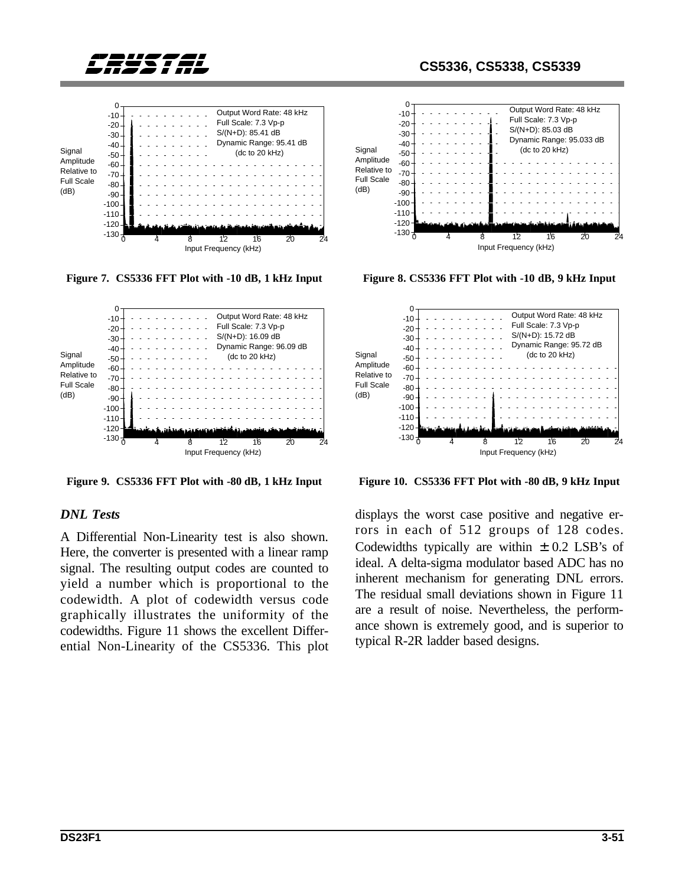Figure 7. CS5336 FFT Plot with -10 dB, 1 kHz Input

Figure 8. CS5336 FFT Plot with -10 dB, 9 kHz Input

Figure 9. CS5336 FFT Plot with -80 dB, 1 kHz Input

Figure 10. CS5336 FFT Plot with -80 dB, 9 kHz Input

### *DNL Tests*

A Differential Non-Linearity test is also shown. Here, the converter is presented with a linear ramp signal. The resulting output codes are counted to yield a number which is proportional to the codewidth. A plot of codewidth versus code graphically illustrates the uniformity of the codewidths. Figure 11 shows the excellent Differential Non-Linearity of the CS5336. This plot displays the worst case positive and negative errors in each of 512 groups of 128 codes. Codewidths typically are within ± 0.2 LSB's of ideal. A delta-sigma modulator based ADC has no inherent mechanism for generating DNL errors. The residual small deviations shown in Figure 11 are a result of noise. Nevertheless, the performance shown is extremely good, and is superior to typical R-2R ladder based designs.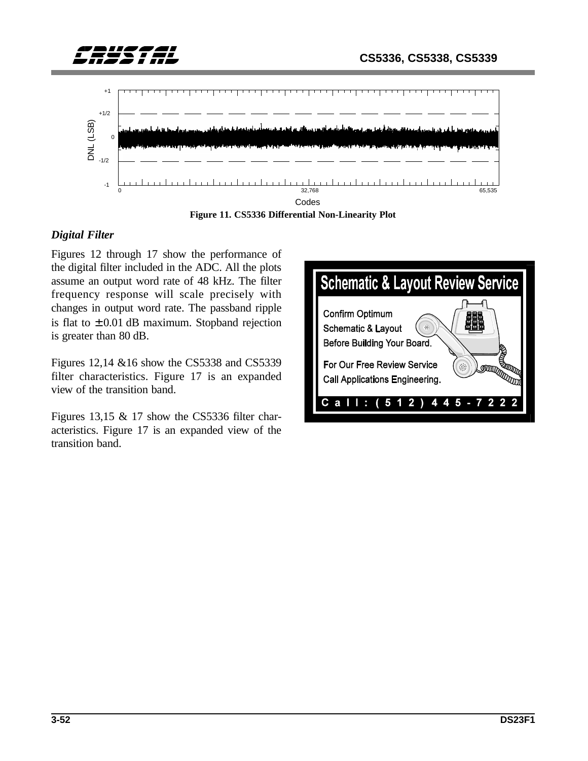Figure 11. CS5336 Differential Non-Linearity Plot

### *Digital Filter*

Figures 12 through 17 show the performance of the digital filter included in the ADC. All the plots assume an output word rate of 48 kHz. The filter frequency response will scale precisely with changes in output word rate. The passband ripple is flat to ± 0.01 dB maximum. Stopband rejection is greater than 80 dB.

Figures 12,14 &16 show the CS5338 and CS5339 filter characteristics. Figure 17 is an expanded view of the transition band.

Figures 13,15 & 17 show the CS5336 filter characteristics. Figure 17 is an expanded view of the transition band.

**Schematic & Layout Review Service**

Confirm Optimum Schematic & Layout Before Building Your Board.

For Our Free Review Service Call Applications Engineering.

Call: (512) 445-7222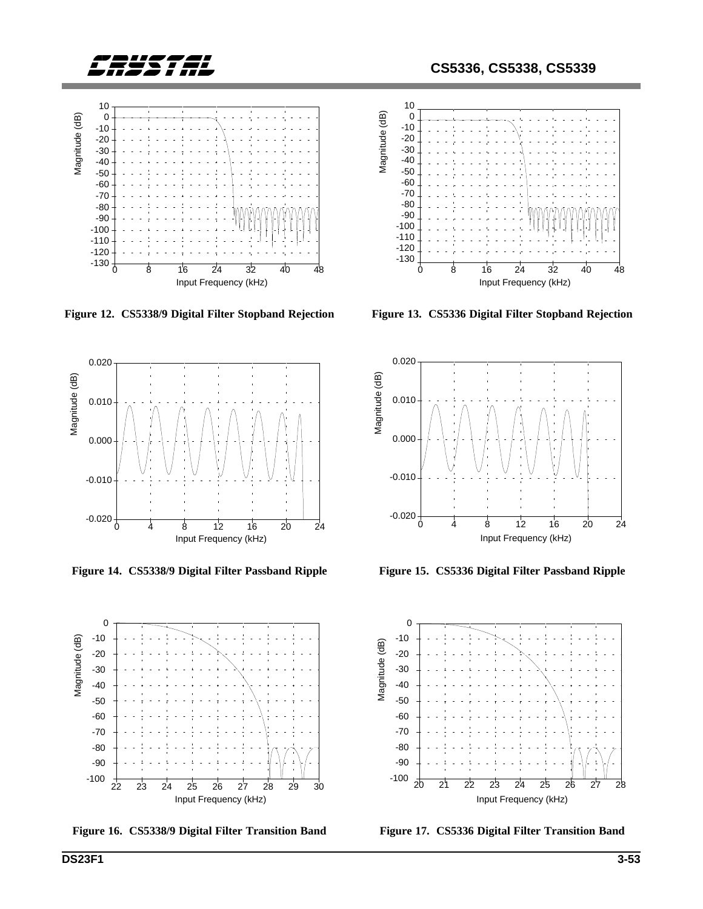Figure 12. CS5338/9 Digital Filter Stopband Rejection

Figure 13. CS5336 Digital Filter Stopband Rejection

Figure 14. CS5338/9 Digital Filter Passband Ripple

Figure 15. CS5336 Digital Filter Passband Ripple

Figure 16. CS5338/9 Digital Filter Transition Band

Figure 17. CS5336 Digital Filter Transition Band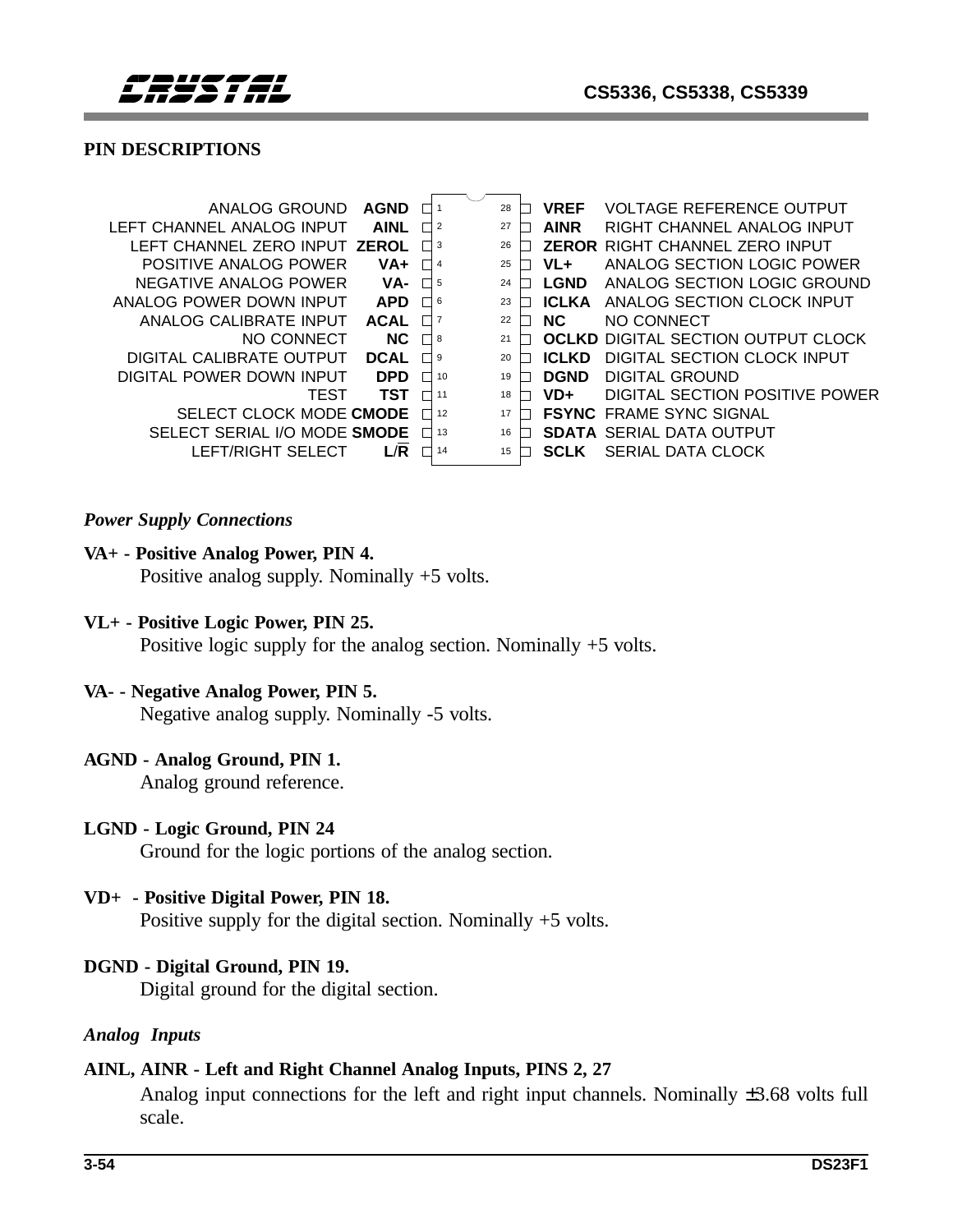## PIN DESCRIPTIONS

| Description | Pin Name | Pin | Pin | Pin Name | Description |
|---|---|---|---|---|---|
| ANALOG GROUND | AGND | 1 | 28 | VREF | VOLTAGE REFERENCE OUTPUT |
| LEFT CHANNEL ANALOG INPUT | AINL | 2 | 27 | AINR | RIGHT CHANNEL ANALOG INPUT |
| LEFT CHANNEL ZERO INPUT | ZEROL | 3 | 26 | ZEROR | RIGHT CHANNEL ZERO INPUT |
| POSITIVE ANALOG POWER | VA+ | 4 | 25 | VL+ | ANALOG SECTION LOGIC POWER |
| NEGATIVE ANALOG POWER | VA- | 5 | 24 | LGND | ANALOG SECTION LOGIC GROUND |
| ANALOG POWER DOWN INPUT | APD | 6 | 23 | ICLKA | ANALOG SECTION CLOCK INPUT |
| ANALOG CALIBRATE INPUT | ACAL | 7 | 22 | NC | NO CONNECT |
| NO CONNECT | NC | 8 | 21 | OCLKD | DIGITAL SECTION OUTPUT CLOCK |
| DIGITAL CALIBRATE OUTPUT | DCAL | 9 | 20 | ICLKD | DIGITAL SECTION CLOCK INPUT |
| DIGITAL POWER DOWN INPUT | DPD | 10 | 19 | DGND | DIGITAL GROUND |
| TEST | TST | 11 | 18 | VD+ | DIGITAL SECTION POSITIVE POWER |
| SELECT CLOCK MODE | CMODE | 12 | 17 | FSYNC | FRAME SYNC SIGNAL |
| SELECT SERIAL I/O MODE | SMODE | 13 | 16 | SDATA | SERIAL DATA OUTPUT |
| LEFT/RIGHT SELECT | L/$\overline{R}$ | 14 | 15 | SCLK | SERIAL DATA CLOCK |

### *Power Supply Connections*

**VA+ - Positive Analog Power, PIN 4.**
Positive analog supply. Nominally +5 volts.

**VL+ - Positive Logic Power, PIN 25.**
Positive logic supply for the analog section. Nominally +5 volts.

**VA- - Negative Analog Power, PIN 5.**
Negative analog supply. Nominally -5 volts.

**AGND - Analog Ground, PIN 1.**
Analog ground reference.

**LGND - Logic Ground, PIN 24**
Ground for the logic portions of the analog section.

**VD+ - Positive Digital Power, PIN 18.**
Positive supply for the digital section. Nominally +5 volts.

**DGND - Digital Ground, PIN 19.**
Digital ground for the digital section.

### *Analog Inputs*

**AINL, AINR - Left and Right Channel Analog Inputs, PINS 2, 27**
Analog input connections for the left and right input channels. Nominally ±3.68 volts full scale.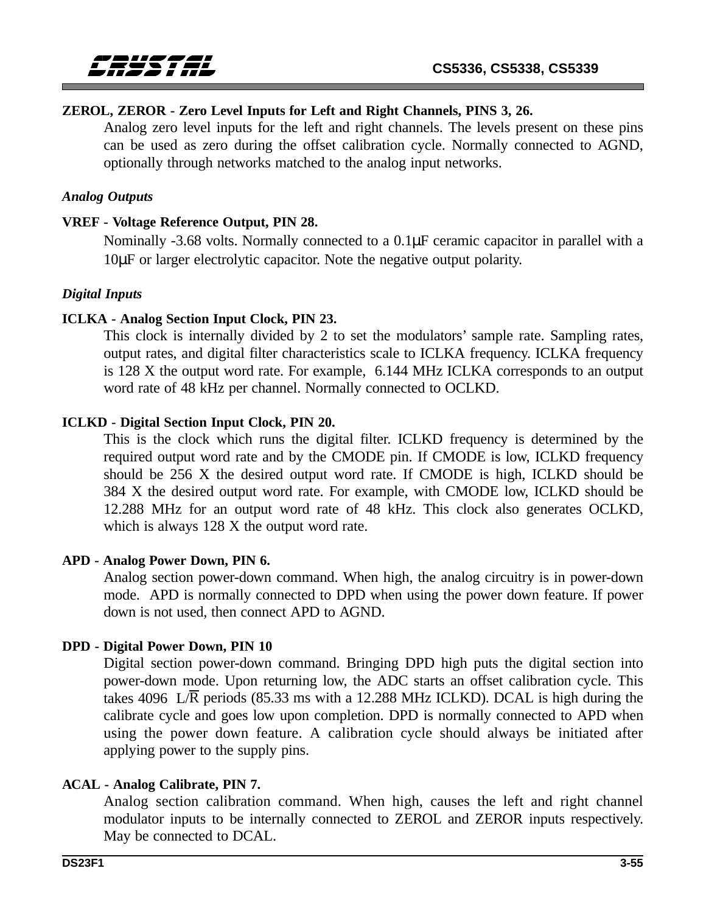**ZEROL, ZEROR - Zero Level Inputs for Left and Right Channels, PINS 3, 26.**

Analog zero level inputs for the left and right channels. The levels present on these pins can be used as zero during the offset calibration cycle. Normally connected to AGND, optionally through networks matched to the analog input networks.

*Analog Outputs*

**VREF - Voltage Reference Output, PIN 28.**

Nominally -3.68 volts. Normally connected to a 0.1µF ceramic capacitor in parallel with a 10µF or larger electrolytic capacitor. Note the negative output polarity.

*Digital Inputs*

**ICLKA - Analog Section Input Clock, PIN 23.**

This clock is internally divided by 2 to set the modulators' sample rate. Sampling rates, output rates, and digital filter characteristics scale to ICLKA frequency. ICLKA frequency is 128 X the output word rate. For example, 6.144 MHz ICLKA corresponds to an output word rate of 48 kHz per channel. Normally connected to OCLKD.

**ICLKD - Digital Section Input Clock, PIN 20.**

This is the clock which runs the digital filter. ICLKD frequency is determined by the required output word rate and by the CMODE pin. If CMODE is low, ICLKD frequency should be 256 X the desired output word rate. If CMODE is high, ICLKD should be 384 X the desired output word rate. For example, with CMODE low, ICLKD should be 12.288 MHz for an output word rate of 48 kHz. This clock also generates OCLKD, which is always 128 X the output word rate.

**APD - Analog Power Down, PIN 6.**

Analog section power-down command. When high, the analog circuitry is in power-down mode. APD is normally connected to DPD when using the power down feature. If power down is not used, then connect APD to AGND.

**DPD - Digital Power Down, PIN 10**

Digital section power-down command. Bringing DPD high puts the digital section into power-down mode. Upon returning low, the ADC starts an offset calibration cycle. This takes 4096 L/$\overline{\text{R}}$ periods (85.33 ms with a 12.288 MHz ICLKD). DCAL is high during the calibrate cycle and goes low upon completion. DPD is normally connected to APD when using the power down feature. A calibration cycle should always be initiated after applying power to the supply pins.

**ACAL - Analog Calibrate, PIN 7.**

Analog section calibration command. When high, causes the left and right channel modulator inputs to be internally connected to ZEROL and ZEROR inputs respectively. May be connected to DCAL.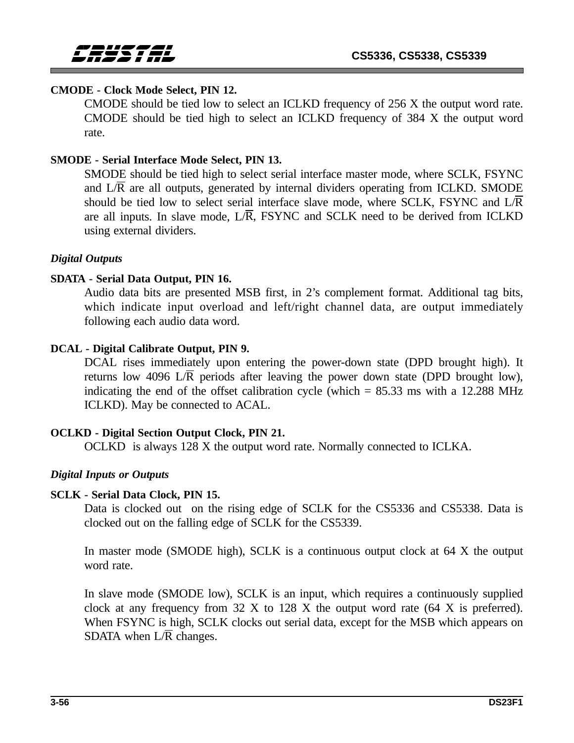**CMODE - Clock Mode Select, PIN 12.**

CMODE should be tied low to select an ICLKD frequency of 256 X the output word rate. CMODE should be tied high to select an ICLKD frequency of 384 X the output word rate.

**SMODE - Serial Interface Mode Select, PIN 13.**

SMODE should be tied high to select serial interface master mode, where SCLK, FSYNC and L/$\overline{R}$ are all outputs, generated by internal dividers operating from ICLKD. SMODE should be tied low to select serial interface slave mode, where SCLK, FSYNC and L/$\overline{R}$ are all inputs. In slave mode, L/$\overline{R}$, FSYNC and SCLK need to be derived from ICLKD using external dividers.

*Digital Outputs*

**SDATA - Serial Data Output, PIN 16.**

Audio data bits are presented MSB first, in 2's complement format. Additional tag bits, which indicate input overload and left/right channel data, are output immediately following each audio data word.

**DCAL - Digital Calibrate Output, PIN 9.**

DCAL rises immediately upon entering the power-down state (DPD brought high). It returns low 4096 L/$\overline{R}$ periods after leaving the power down state (DPD brought low), indicating the end of the offset calibration cycle (which = 85.33 ms with a 12.288 MHz ICLKD). May be connected to ACAL.

**OCLKD - Digital Section Output Clock, PIN 21.**

OCLKD is always 128 X the output word rate. Normally connected to ICLKA.

*Digital Inputs or Outputs*

**SCLK - Serial Data Clock, PIN 15.**

Data is clocked out on the rising edge of SCLK for the CS5336 and CS5338. Data is clocked out on the falling edge of SCLK for the CS5339.

In master mode (SMODE high), SCLK is a continuous output clock at 64 X the output word rate.

In slave mode (SMODE low), SCLK is an input, which requires a continuously supplied clock at any frequency from 32 X to 128 X the output word rate (64 X is preferred). When FSYNC is high, SCLK clocks out serial data, except for the MSB which appears on SDATA when L/$\overline{R}$ changes.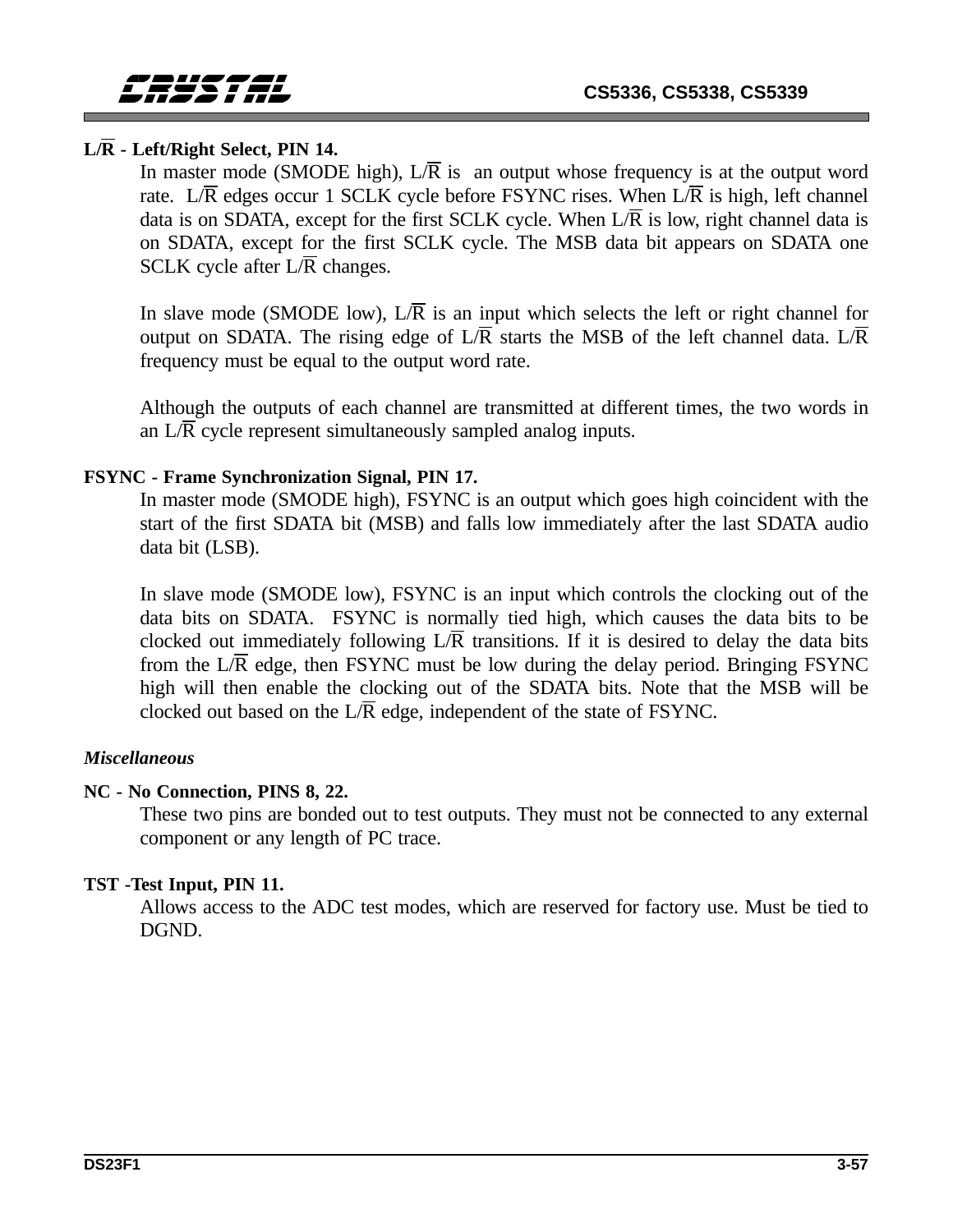**L/$\overline{\text{R}}$ - Left/Right Select, PIN 14.**

In master mode (SMODE high), L/$\overline{\text{R}}$ is an output whose frequency is at the output word rate. L/$\overline{\text{R}}$ edges occur 1 SCLK cycle before FSYNC rises. When L/$\overline{\text{R}}$ is high, left channel data is on SDATA, except for the first SCLK cycle. When L/$\overline{\text{R}}$ is low, right channel data is on SDATA, except for the first SCLK cycle. The MSB data bit appears on SDATA one SCLK cycle after L/$\overline{\text{R}}$ changes.

In slave mode (SMODE low), L/$\overline{\text{R}}$ is an input which selects the left or right channel for output on SDATA. The rising edge of L/$\overline{\text{R}}$ starts the MSB of the left channel data. L/$\overline{\text{R}}$ frequency must be equal to the output word rate.

Although the outputs of each channel are transmitted at different times, the two words in an L/$\overline{\text{R}}$ cycle represent simultaneously sampled analog inputs.

**FSYNC - Frame Synchronization Signal, PIN 17.**

In master mode (SMODE high), FSYNC is an output which goes high coincident with the start of the first SDATA bit (MSB) and falls low immediately after the last SDATA audio data bit (LSB).

In slave mode (SMODE low), FSYNC is an input which controls the clocking out of the data bits on SDATA. FSYNC is normally tied high, which causes the data bits to be clocked out immediately following L/$\overline{\text{R}}$ transitions. If it is desired to delay the data bits from the L/$\overline{\text{R}}$ edge, then FSYNC must be low during the delay period. Bringing FSYNC high will then enable the clocking out of the SDATA bits. Note that the MSB will be clocked out based on the L/$\overline{\text{R}}$ edge, independent of the state of FSYNC.

*Miscellaneous*

**NC - No Connection, PINS 8, 22.**

These two pins are bonded out to test outputs. They must not be connected to any external component or any length of PC trace.

**TST -Test Input, PIN 11.**

Allows access to the ADC test modes, which are reserved for factory use. Must be tied to DGND.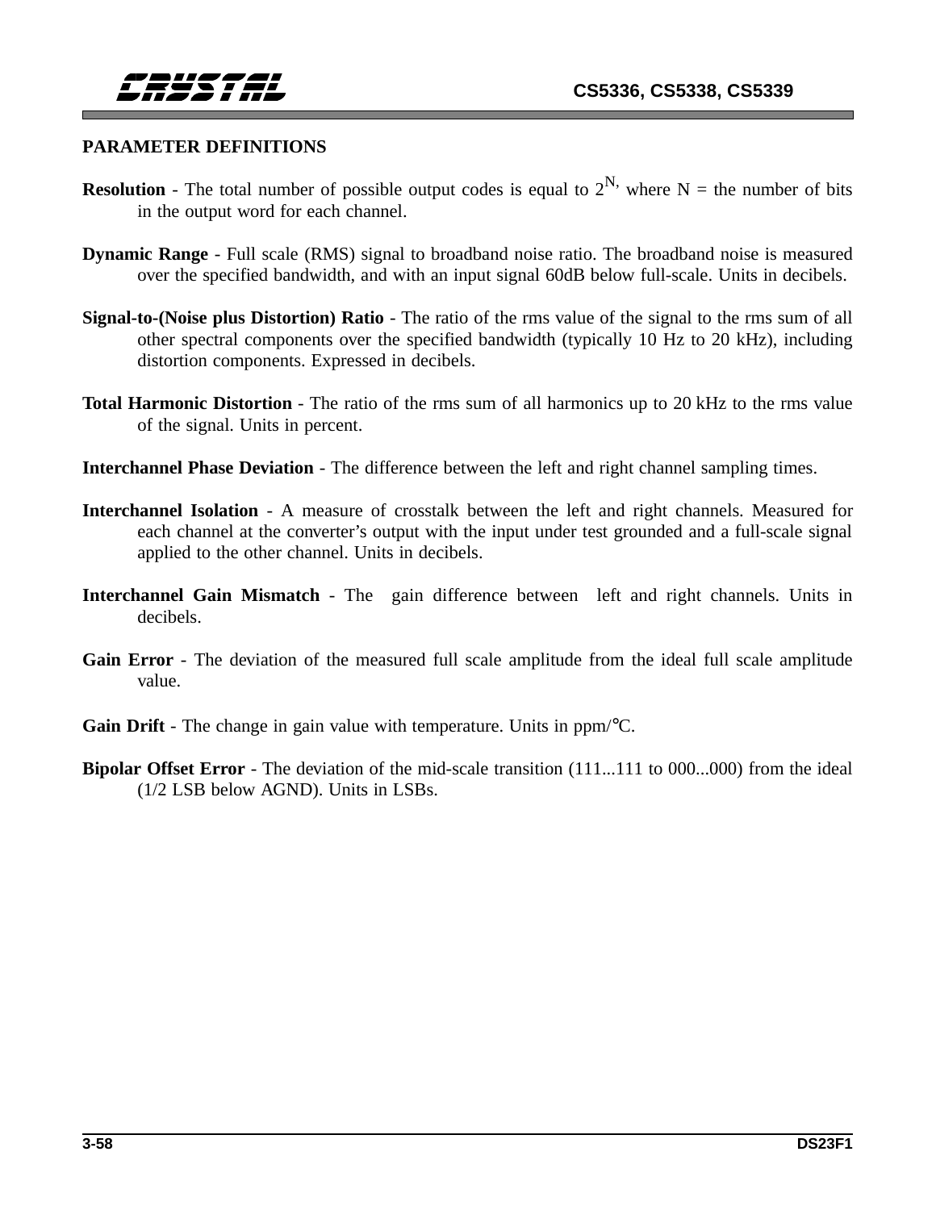## PARAMETER DEFINITIONS

**Resolution** - The total number of possible output codes is equal to $2^{N,}$ where N = the number of bits in the output word for each channel.

**Dynamic Range** - Full scale (RMS) signal to broadband noise ratio. The broadband noise is measured over the specified bandwidth, and with an input signal 60dB below full-scale. Units in decibels.

**Signal-to-(Noise plus Distortion) Ratio** - The ratio of the rms value of the signal to the rms sum of all other spectral components over the specified bandwidth (typically 10 Hz to 20 kHz), including distortion components. Expressed in decibels.

**Total Harmonic Distortion** - The ratio of the rms sum of all harmonics up to 20 kHz to the rms value of the signal. Units in percent.

**Interchannel Phase Deviation** - The difference between the left and right channel sampling times.

**Interchannel Isolation** - A measure of crosstalk between the left and right channels. Measured for each channel at the converter's output with the input under test grounded and a full-scale signal applied to the other channel. Units in decibels.

**Interchannel Gain Mismatch** - The gain difference between left and right channels. Units in decibels.

**Gain Error** - The deviation of the measured full scale amplitude from the ideal full scale amplitude value.

**Gain Drift** - The change in gain value with temperature. Units in ppm/°C.

**Bipolar Offset Error** - The deviation of the mid-scale transition (111...111 to 000...000) from the ideal (1/2 LSB below AGND). Units in LSBs.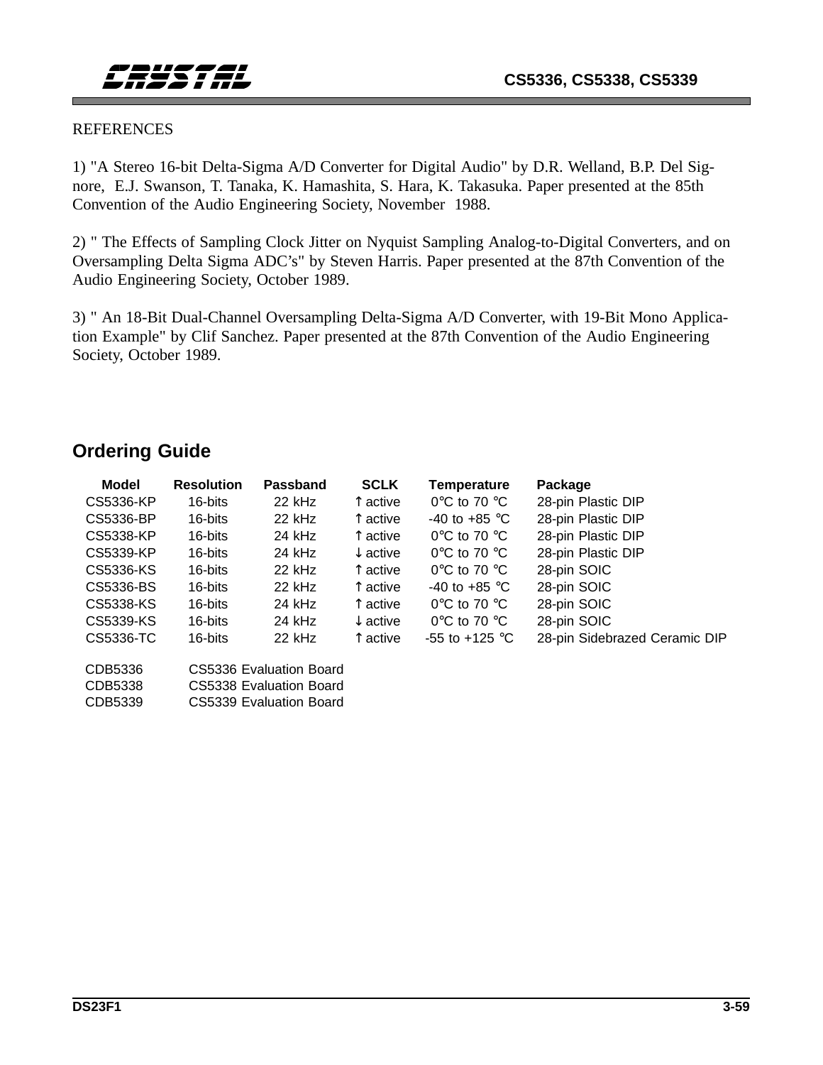REFERENCES

1) "A Stereo 16-bit Delta-Sigma A/D Converter for Digital Audio" by D.R. Welland, B.P. Del Signore, E.J. Swanson, T. Tanaka, K. Hamashita, S. Hara, K. Takasuka. Paper presented at the 85th Convention of the Audio Engineering Society, November 1988.

2) " The Effects of Sampling Clock Jitter on Nyquist Sampling Analog-to-Digital Converters, and on Oversampling Delta Sigma ADC's" by Steven Harris. Paper presented at the 87th Convention of the Audio Engineering Society, October 1989.

3) " An 18-Bit Dual-Channel Oversampling Delta-Sigma A/D Converter, with 19-Bit Mono Application Example" by Clif Sanchez. Paper presented at the 87th Convention of the Audio Engineering Society, October 1989.

## Ordering Guide

| Model | Resolution | Passband | SCLK | Temperature | Package |
|---|---|---|---|---|---|
| CS5336-KP | 16-bits | 22 kHz | ↑ active | 0°C to 70 °C | 28-pin Plastic DIP |
| CS5336-BP | 16-bits | 22 kHz | ↑ active | -40 to +85 °C | 28-pin Plastic DIP |
| CS5338-KP | 16-bits | 24 kHz | ↑ active | 0°C to 70 °C | 28-pin Plastic DIP |
| CS5339-KP | 16-bits | 24 kHz | ↓ active | 0°C to 70 °C | 28-pin Plastic DIP |
| CS5336-KS | 16-bits | 22 kHz | ↑ active | 0°C to 70 °C | 28-pin SOIC |
| CS5336-BS | 16-bits | 22 kHz | ↑ active | -40 to +85 °C | 28-pin SOIC |
| CS5338-KS | 16-bits | 24 kHz | ↑ active | 0°C to 70 °C | 28-pin SOIC |
| CS5339-KS | 16-bits | 24 kHz | ↓ active | 0°C to 70 °C | 28-pin SOIC |
| CS5336-TC | 16-bits | 22 kHz | ↑ active | -55 to +125 °C | 28-pin Sidebrazed Ceramic DIP |

CDB5336 CS5336 Evaluation Board
CDB5338 CS5338 Evaluation Board
CDB5339 CS5339 Evaluation Board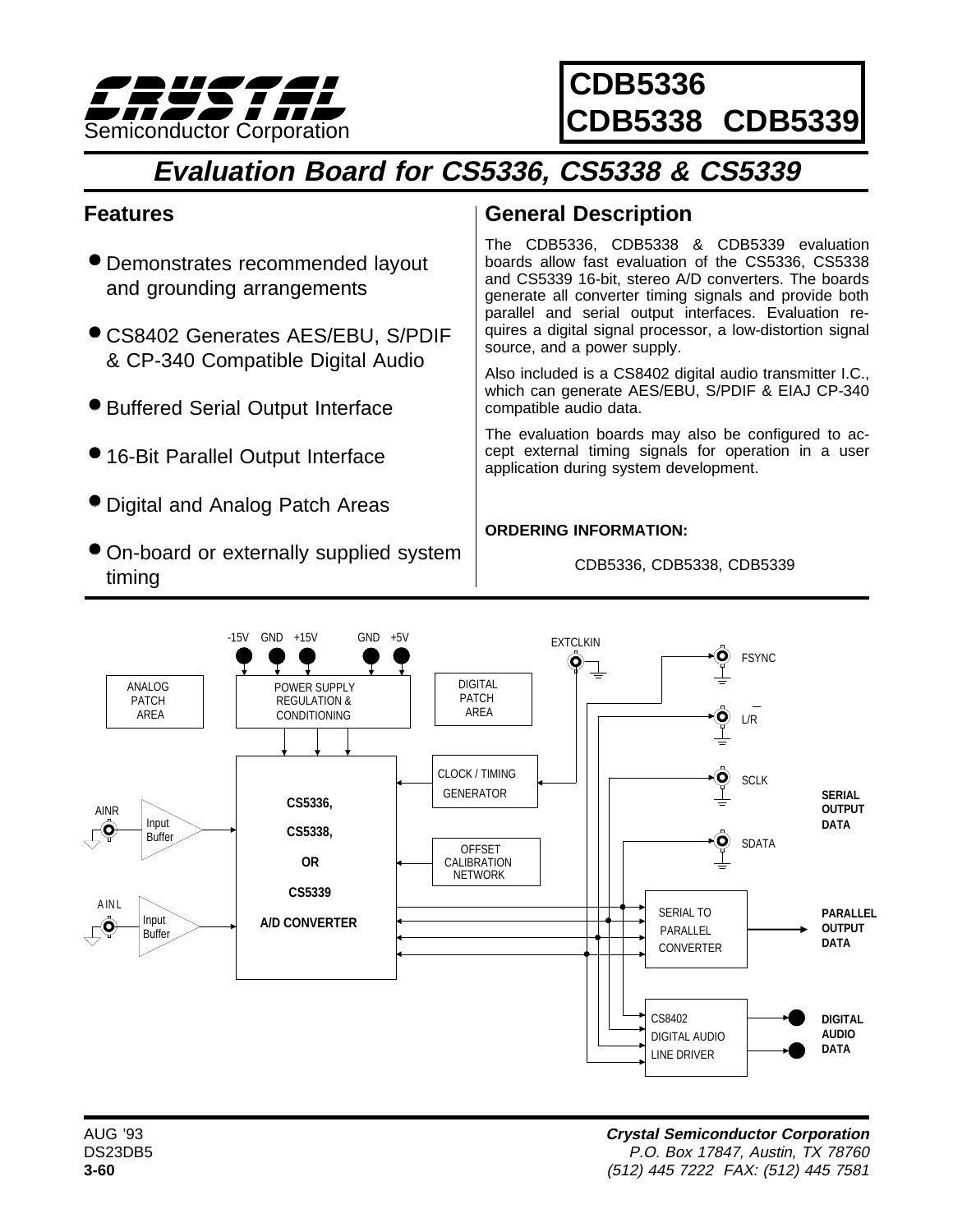# CDB5336 CDB5338 CDB5339

## Evaluation Board for CS5336, CS5338 & CS5339

### Features

- Demonstrates recommended layout and grounding arrangements
- CS8402 Generates AES/EBU, S/PDIF & CP-340 Compatible Digital Audio
- Buffered Serial Output Interface
- 16-Bit Parallel Output Interface
- Digital and Analog Patch Areas
- On-board or externally supplied system timing

### General Description

The CDB5336, CDB5338 & CDB5339 evaluation boards allow fast evaluation of the CS5336, CS5338 and CS5339 16-bit, stereo A/D converters. The boards generate all converter timing signals and provide both parallel and serial output interfaces. Evaluation requires a digital signal processor, a low-distortion signal source, and a power supply.

Also included is a CS8402 digital audio transmitter I.C., which can generate AES/EBU, S/PDIF & EIAJ CP-340 compatible audio data.

The evaluation boards may also be configured to accept external timing signals for operation in a user application during system development.

**ORDERING INFORMATION:**

CDB5336, CDB5338, CDB5339

AUG '93
DS23DB5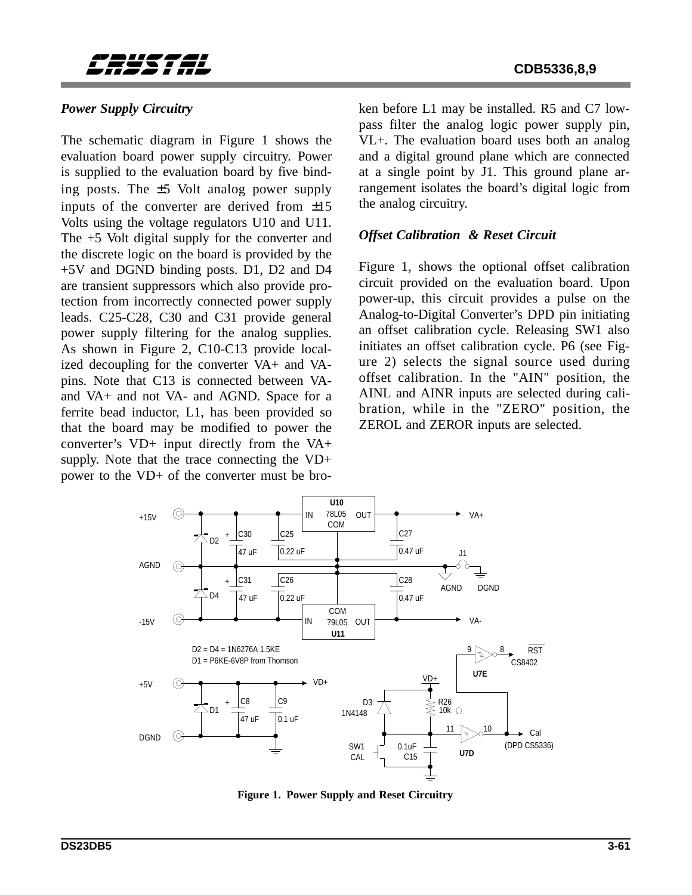### *Power Supply Circuitry*

The schematic diagram in Figure 1 shows the evaluation board power supply circuitry. Power is supplied to the evaluation board by five binding posts. The ±5 Volt analog power supply inputs of the converter are derived from ±15 Volts using the voltage regulators U10 and U11. The +5 Volt digital supply for the converter and the discrete logic on the board is provided by the +5V and DGND binding posts. D1, D2 and D4 are transient suppressors which also provide protection from incorrectly connected power supply leads. C25-C28, C30 and C31 provide general power supply filtering for the analog supplies. As shown in Figure 2, C10-C13 provide localized decoupling for the converter VA+ and VA- pins. Note that C13 is connected between VA- and VA+ and not VA- and AGND. Space for a ferrite bead inductor, L1, has been provided so that the board may be modified to power the converter's VD+ input directly from the VA+ supply. Note that the trace connecting the VD+ power to the VD+ of the converter must be broken before L1 may be installed. R5 and C7 low-pass filter the analog logic power supply pin, VL+. The evaluation board uses both an analog and a digital ground plane which are connected at a single point by J1. This ground plane arrangement isolates the board's digital logic from the analog circuitry.

### *Offset Calibration & Reset Circuit*

Figure 1, shows the optional offset calibration circuit provided on the evaluation board. Upon power-up, this circuit provides a pulse on the Analog-to-Digital Converter's DPD pin initiating an offset calibration cycle. Releasing SW1 also initiates an offset calibration cycle. P6 (see Figure 2) selects the signal source used during offset calibration. In the "AIN" position, the AINL and AINR inputs are selected during calibration, while in the "ZERO" position, the ZEROL and ZEROR inputs are selected.

D2 = D4 = 1N6276A 1.5KE
D1 = P6KE-6V8P from Thomson

**Figure 1. Power Supply and Reset Circuitry**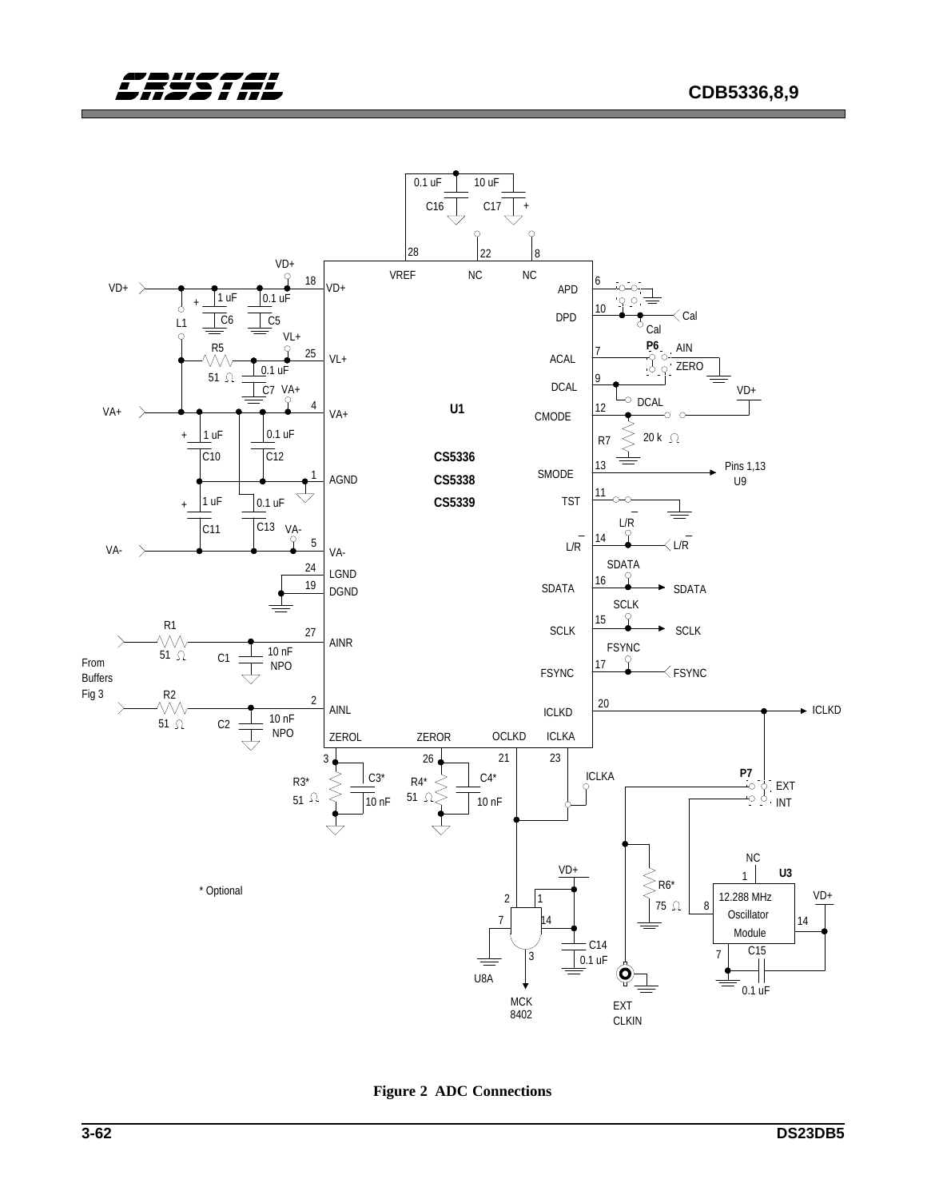Figure 2 ADC Connections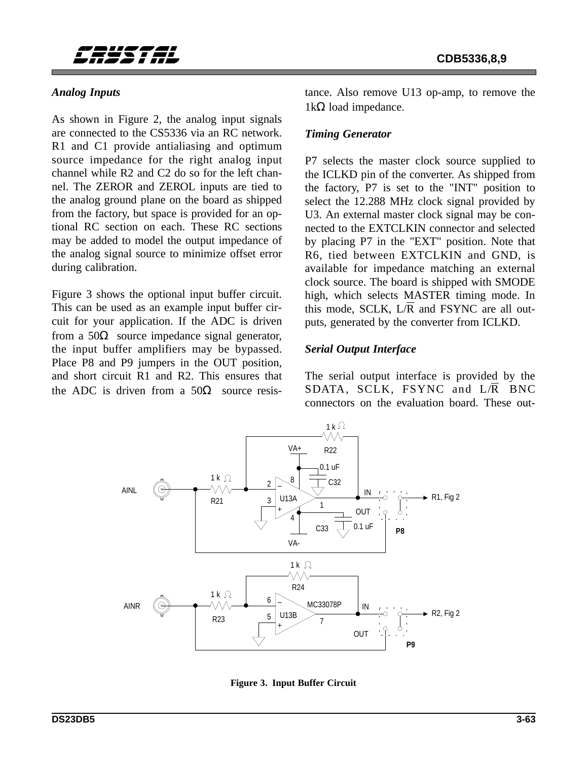### *Analog Inputs*

As shown in Figure 2, the analog input signals are connected to the CS5336 via an RC network. R1 and C1 provide antialiasing and optimum source impedance for the right analog input channel while R2 and C2 do so for the left channel. The ZEROR and ZEROL inputs are tied to the analog ground plane on the board as shipped from the factory, but space is provided for an optional RC section on each. These RC sections may be added to model the output impedance of the analog signal source to minimize offset error during calibration.

Figure 3 shows the optional input buffer circuit. This can be used as an example input buffer circuit for your application. If the ADC is driven from a 50Ω source impedance signal generator, the input buffer amplifiers may be bypassed. Place P8 and P9 jumpers in the OUT position, and short circuit R1 and R2. This ensures that the ADC is driven from a 50Ω source resistance. Also remove U13 op-amp, to remove the 1kΩ load impedance.

### *Timing Generator*

P7 selects the master clock source supplied to the ICLKD pin of the converter. As shipped from the factory, P7 is set to the "INT" position to select the 12.288 MHz clock signal provided by U3. An external master clock signal may be connected to the EXTCLKIN connector and selected by placing P7 in the "EXT" position. Note that R6, tied between EXTCLKIN and GND, is available for impedance matching an external clock source. The board is shipped with SMODE high, which selects MASTER timing mode. In this mode, SCLK, L/$\overline{R}$ and FSYNC are all outputs, generated by the converter from ICLKD.

### *Serial Output Interface*

The serial output interface is provided by the SDATA, SCLK, FSYNC and L/$\overline{R}$ BNC connectors on the evaluation board. These out-

**Figure 3. Input Buffer Circuit**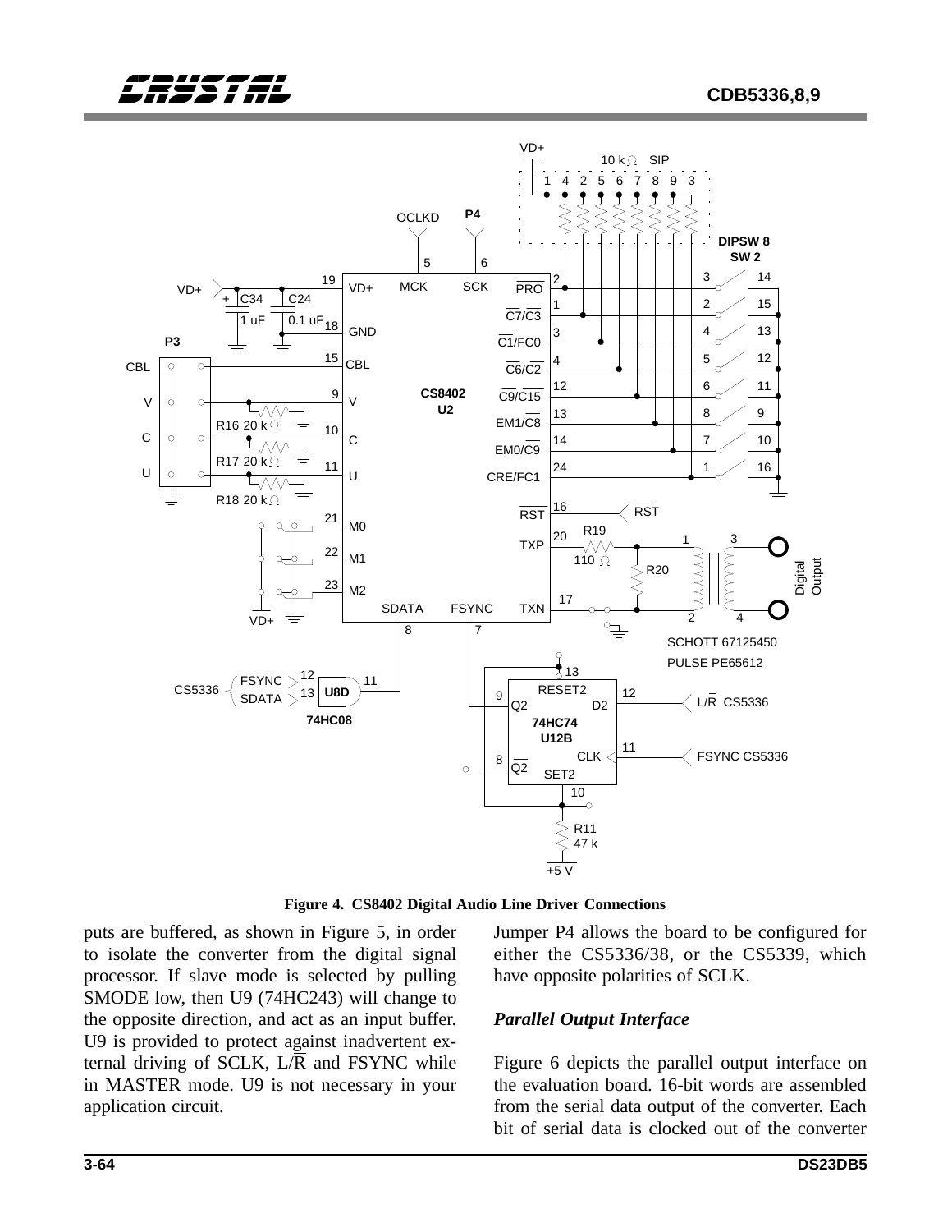Figure 4. CS8402 Digital Audio Line Driver Connections

puts are buffered, as shown in Figure 5, in order to isolate the converter from the digital signal processor. If slave mode is selected by pulling SMODE low, then U9 (74HC243) will change to the opposite direction, and act as an input buffer. U9 is provided to protect against inadvertent external driving of SCLK, L/R and FSYNC while in MASTER mode. U9 is not necessary in your application circuit.

Jumper P4 allows the board to be configured for either the CS5336/38, or the CS5339, which have opposite polarities of SCLK.

### *Parallel Output Interface*

Figure 6 depicts the parallel output interface on the evaluation board. 16-bit words are assembled from the serial data output of the converter. Each bit of serial data is clocked out of the converter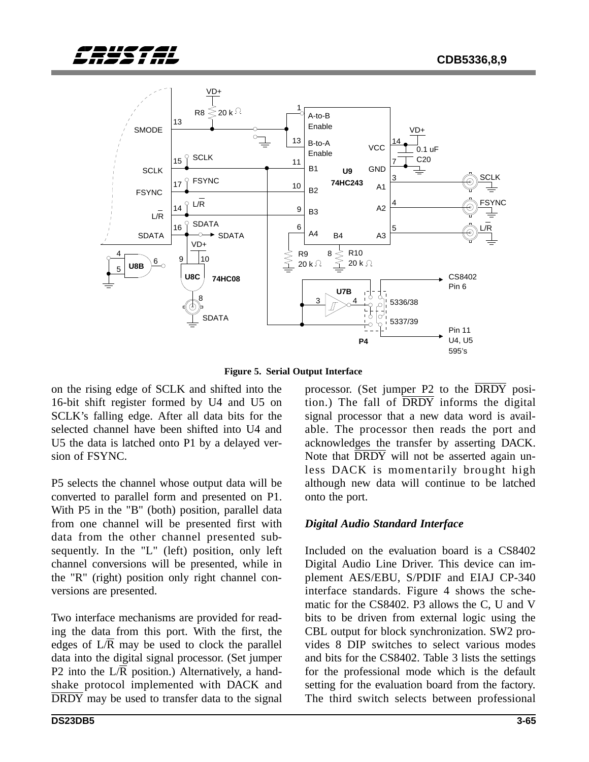**Figure 5. Serial Output Interface**

on the rising edge of SCLK and shifted into the 16-bit shift register formed by U4 and U5 on SCLK's falling edge. After all data bits for the selected channel have been shifted into U4 and U5 the data is latched onto P1 by a delayed version of FSYNC.

P5 selects the channel whose output data will be converted to parallel form and presented on P1. With P5 in the "B" (both) position, parallel data from one channel will be presented first with data from the other channel presented subsequently. In the "L" (left) position, only left channel conversions will be presented, while in the "R" (right) position only right channel conversions are presented.

Two interface mechanisms are provided for reading the data from this port. With the first, the edges of $L/\overline{R}$ may be used to clock the parallel data into the digital signal processor. (Set jumper P2 into the $L/\overline{R}$ position.) Alternatively, a handshake protocol implemented with DACK and $\overline{DRDY}$ may be used to transfer data to the signal processor. (Set jumper P2 to the $\overline{DRDY}$ position.) The fall of $\overline{DRDY}$ informs the digital signal processor that a new data word is available. The processor then reads the port and acknowledges the transfer by asserting DACK. Note that $\overline{DRDY}$ will not be asserted again unless DACK is momentarily brought high although new data will continue to be latched onto the port.

### *Digital Audio Standard Interface*

Included on the evaluation board is a CS8402 Digital Audio Line Driver. This device can implement AES/EBU, S/PDIF and EIAJ CP-340 interface standards. Figure 4 shows the schematic for the CS8402. P3 allows the C, U and V bits to be driven from external logic using the CBL output for block synchronization. SW2 provides 8 DIP switches to select various modes and bits for the CS8402. Table 3 lists the settings for the professional mode which is the default setting for the evaluation board from the factory. The third switch selects between professional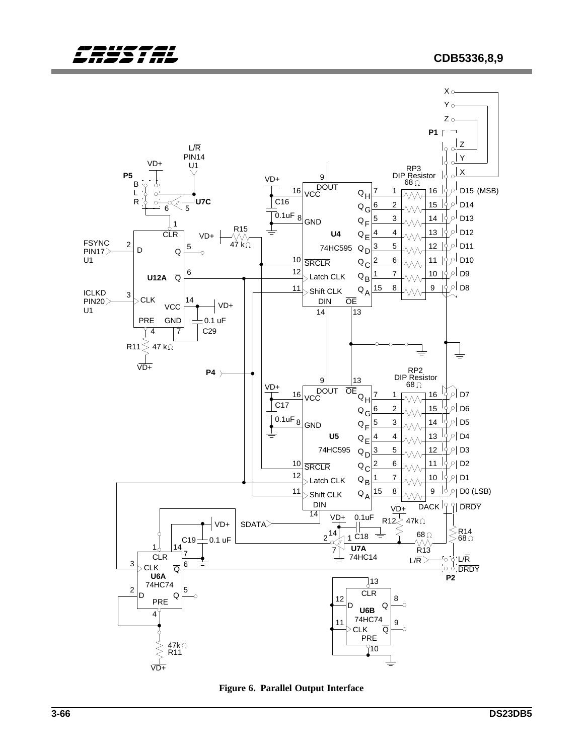Figure 6. Parallel Output Interface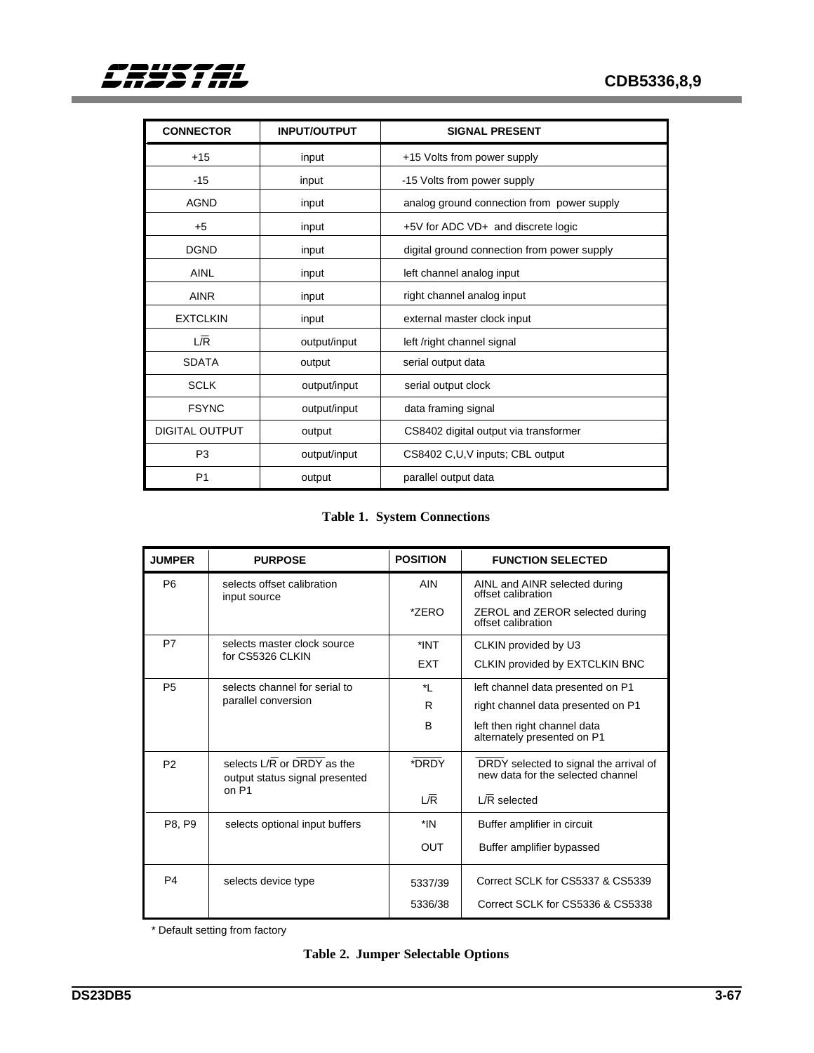| CONNECTOR | INPUT/OUTPUT | SIGNAL PRESENT |
|---|---|---|
| +15 | input | +15 Volts from power supply |
| -15 | input | -15 Volts from power supply |
| AGND | input | analog ground connection from power supply |
| +5 | input | +5V for ADC VD+ and discrete logic |
| DGND | input | digital ground connection from power supply |
| AINL | input | left channel analog input |
| AINR | input | right channel analog input |
| EXTCLKIN | input | external master clock input |
| $L/\overline{R}$ | output/input | left /right channel signal |
| SDATA | output | serial output data |
| SCLK | output/input | serial output clock |
| FSYNC | output/input | data framing signal |
| DIGITAL OUTPUT | output | CS8402 digital output via transformer |
| P3 | output/input | CS8402 C,U,V inputs; CBL output |
| P1 | output | parallel output data |

**Table 1. System Connections**

| JUMPER | PURPOSE | POSITION | FUNCTION SELECTED |
|---|---|---|---|
| P6 | selects offset calibration input source | AIN | AINL and AINR selected during offset calibration |
| | | *ZERO | ZEROL and ZEROR selected during offset calibration |
| P7 | selects master clock source for CS5326 CLKIN | *INT | CLKIN provided by U3 |
| | | EXT | CLKIN provided by EXTCLKIN BNC |
| P5 | selects channel for serial to parallel conversion | *L | left channel data presented on P1 |
| | | R | right channel data presented on P1 |
| | | B | left then right channel data alternately presented on P1 |
| P2 | selects $L/\overline{R}$ or $\overline{DRDY}$ as the output status signal presented on P1 | *$\overline{DRDY}$ | $\overline{DRDY}$ selected to signal the arrival of new data for the selected channel |
| | | $L/\overline{R}$ | $L/\overline{R}$ selected |
| P8, P9 | selects optional input buffers | *IN | Buffer amplifier in circuit |
| | | OUT | Buffer amplifier bypassed |
| P4 | selects device type | 5337/39 | Correct SCLK for CS5337 & CS5339 |
| | | 5336/38 | Correct SCLK for CS5336 & CS5338 |

* Default setting from factory

**Table 2. Jumper Selectable Options**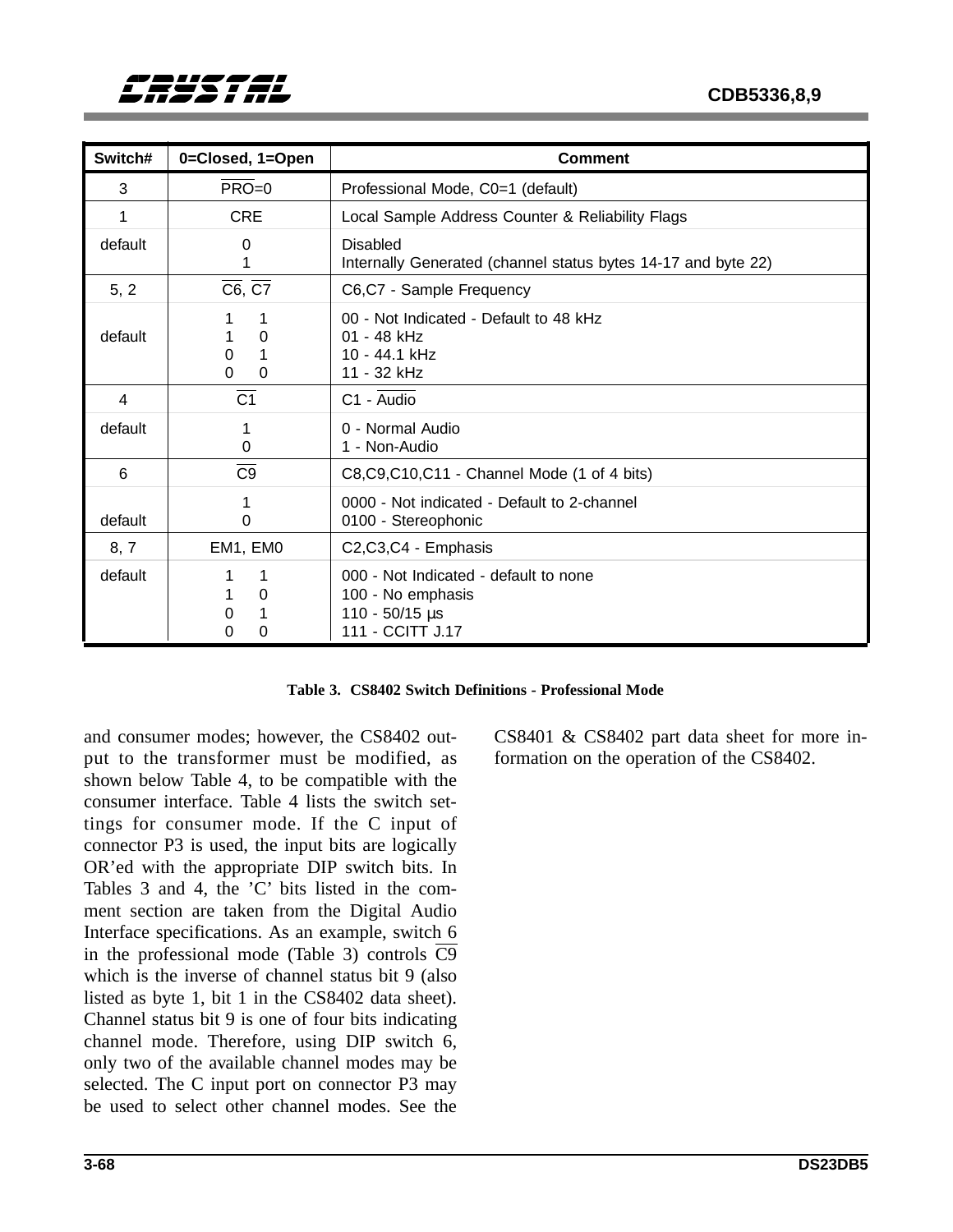| Switch# | 0=Closed, 1=Open | Comment |
|---|---|---|
| 3 | $\overline{\text{PRO}}$=0 | Professional Mode, C0=1 (default) |
| 1 | CRE | Local Sample Address Counter & Reliability Flags |
| default | 0<br>1 | Disabled<br>Internally Generated (channel status bytes 14-17 and byte 22) |
| 5, 2 | $\overline{\text{C6}}$, $\overline{\text{C7}}$ | C6,C7 - Sample Frequency |
| default | 1 1<br>1 0<br>0 1<br>0 0 | 00 - Not Indicated - Default to 48 kHz<br>01 - 48 kHz<br>10 - 44.1 kHz<br>11 - 32 kHz |
| 4 | $\overline{\text{C1}}$ | C1 - $\overline{\text{Audio}}$ |
| default | 1<br>0 | 0 - Normal Audio<br>1 - Non-Audio |
| 6 | $\overline{\text{C9}}$ | C8,C9,C10,C11 - Channel Mode (1 of 4 bits) |
| default | 1<br>0 | 0000 - Not indicated - Default to 2-channel<br>0100 - Stereophonic |
| 8, 7 | EM1, EM0 | C2,C3,C4 - Emphasis |
| default | 1 1<br>1 0<br>0 1<br>0 0 | 000 - Not Indicated - default to none<br>100 - No emphasis<br>110 - 50/15 µs<br>111 - CCITT J.17 |

**Table 3. CS8402 Switch Definitions - Professional Mode**

and consumer modes; however, the CS8402 output to the transformer must be modified, as shown below Table 4, to be compatible with the consumer interface. Table 4 lists the switch settings for consumer mode. If the C input of connector P3 is used, the input bits are logically OR'ed with the appropriate DIP switch bits. In Tables 3 and 4, the 'C' bits listed in the comment section are taken from the Digital Audio Interface specifications. As an example, switch 6 in the professional mode (Table 3) controls $\overline{\text{C9}}$ which is the inverse of channel status bit 9 (also listed as byte 1, bit 1 in the CS8402 data sheet). Channel status bit 9 is one of four bits indicating channel mode. Therefore, using DIP switch 6, only two of the available channel modes may be selected. The C input port on connector P3 may be used to select other channel modes. See the CS8401 & CS8402 part data sheet for more information on the operation of the CS8402.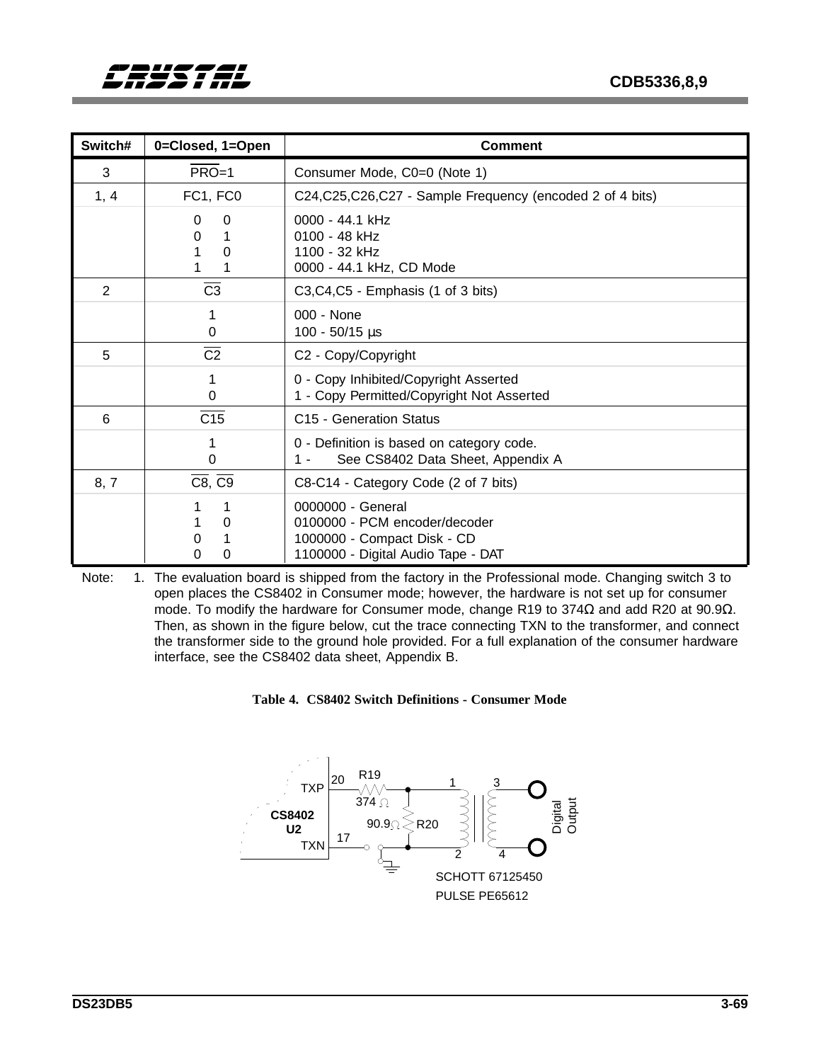| Switch# | 0=Closed, 1=Open | Comment |
|---|---|---|
| 3 | $\overline{PRO}$=1 | Consumer Mode, C0=0 (Note 1) |
| 1, 4 | FC1, FC0 | C24,C25,C26,C27 - Sample Frequency (encoded 2 of 4 bits) |
| | 0 0<br>0 1<br>1 0<br>1 1 | 0000 - 44.1 kHz<br>0100 - 48 kHz<br>1100 - 32 kHz<br>0000 - 44.1 kHz, CD Mode |
| 2 | $\overline{C3}$ | C3,C4,C5 - Emphasis (1 of 3 bits) |
| | 1<br>0 | 000 - None<br>100 - 50/15 µs |
| 5 | $\overline{C2}$ | C2 - Copy/Copyright |
| | 1<br>0 | 0 - Copy Inhibited/Copyright Asserted<br>1 - Copy Permitted/Copyright Not Asserted |
| 6 | $\overline{C15}$ | C15 - Generation Status |
| | 1<br>0 | 0 - Definition is based on category code.<br>1 - See CS8402 Data Sheet, Appendix A |
| 8, 7 | $\overline{C8}$, $\overline{C9}$ | C8-C14 - Category Code (2 of 7 bits) |
| | 1 1<br>1 0<br>0 1<br>0 0 | 0000000 - General<br>0100000 - PCM encoder/decoder<br>1000000 - Compact Disk - CD<br>1100000 - Digital Audio Tape - DAT |

Note: 1. The evaluation board is shipped from the factory in the Professional mode. Changing switch 3 to open places the CS8402 in Consumer mode; however, the hardware is not set up for consumer mode. To modify the hardware for Consumer mode, change R19 to 374Ω and add R20 at 90.9Ω. Then, as shown in the figure below, cut the trace connecting TXN to the transformer, and connect the transformer side to the ground hole provided. For a full explanation of the consumer hardware interface, see the CS8402 data sheet, Appendix B.

**Table 4. CS8402 Switch Definitions - Consumer Mode**

CS8402 U2 — TXP (20), TXN (17) — R19 374Ω — R20 90.9Ω — Digital Output — SCHOTT 67125450 — PULSE PE65612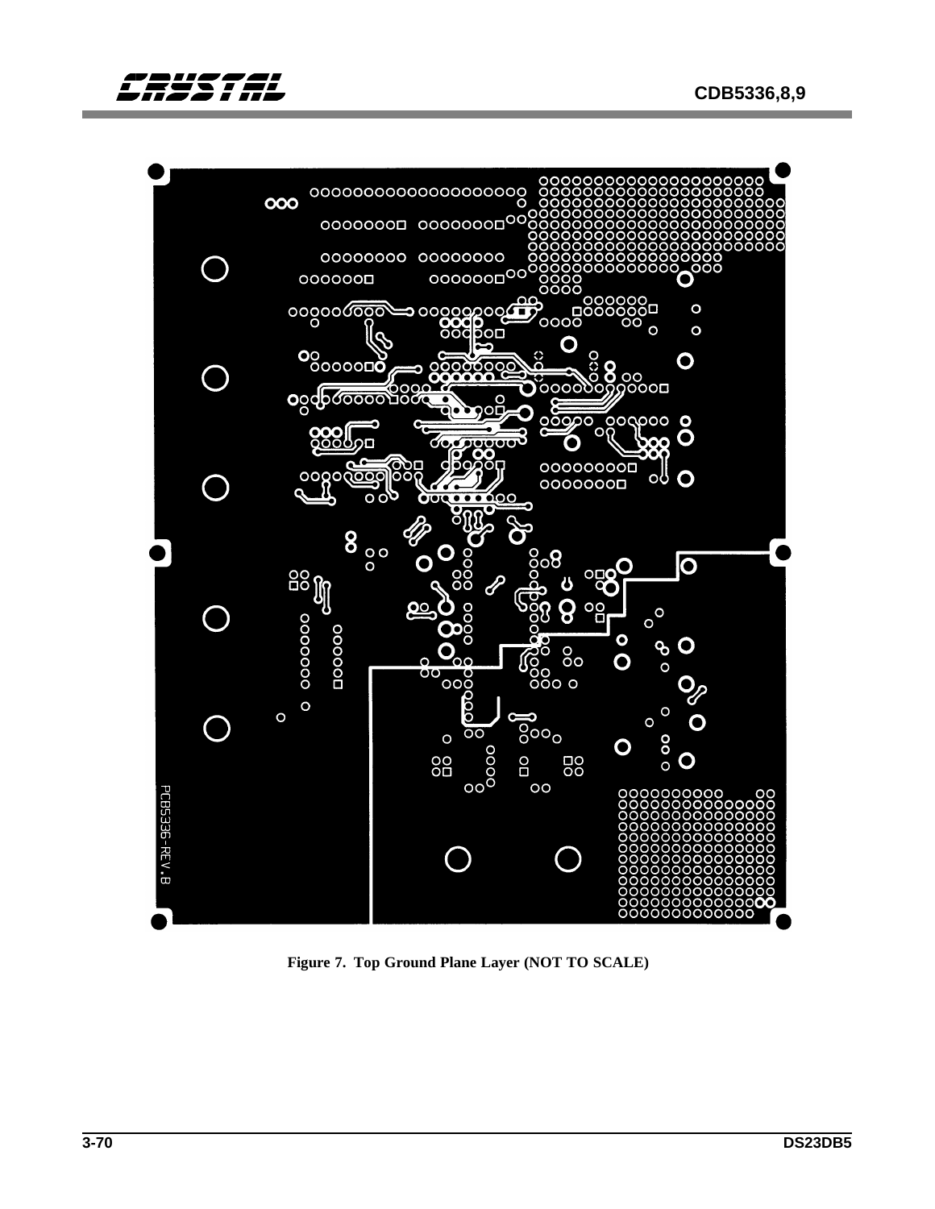Figure 7. Top Ground Plane Layer (NOT TO SCALE)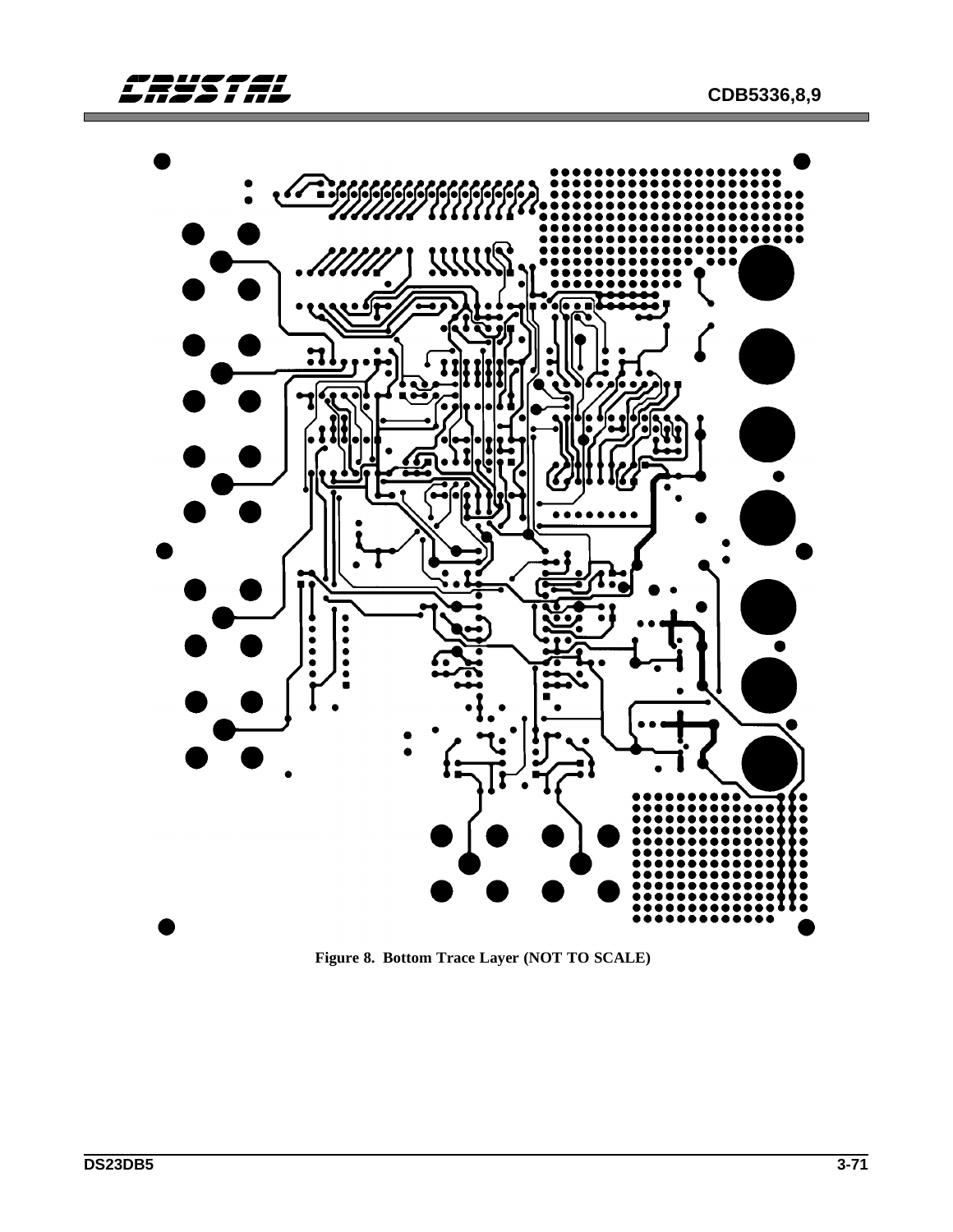Figure 8. Bottom Trace Layer (NOT TO SCALE)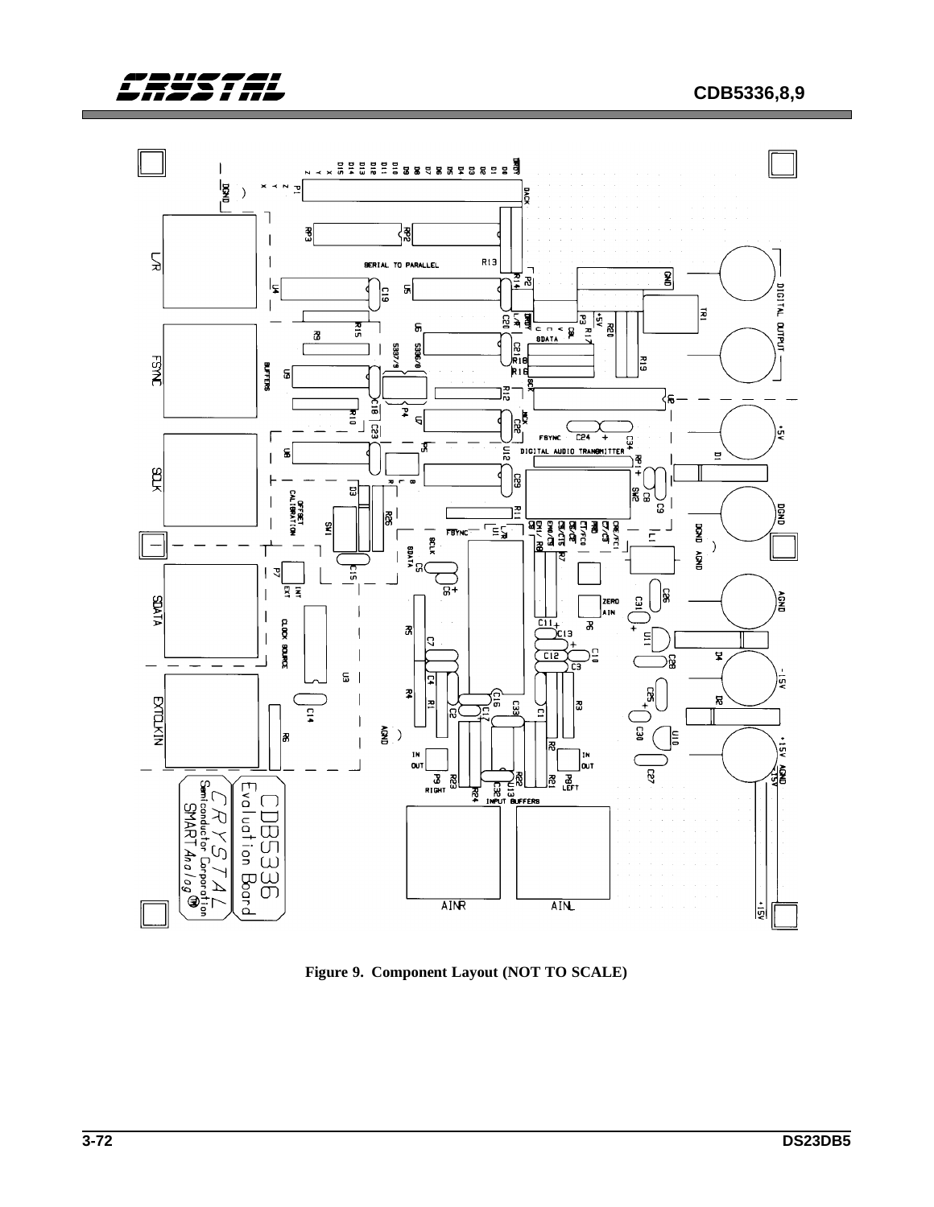Figure 9. Component Layout (NOT TO SCALE)